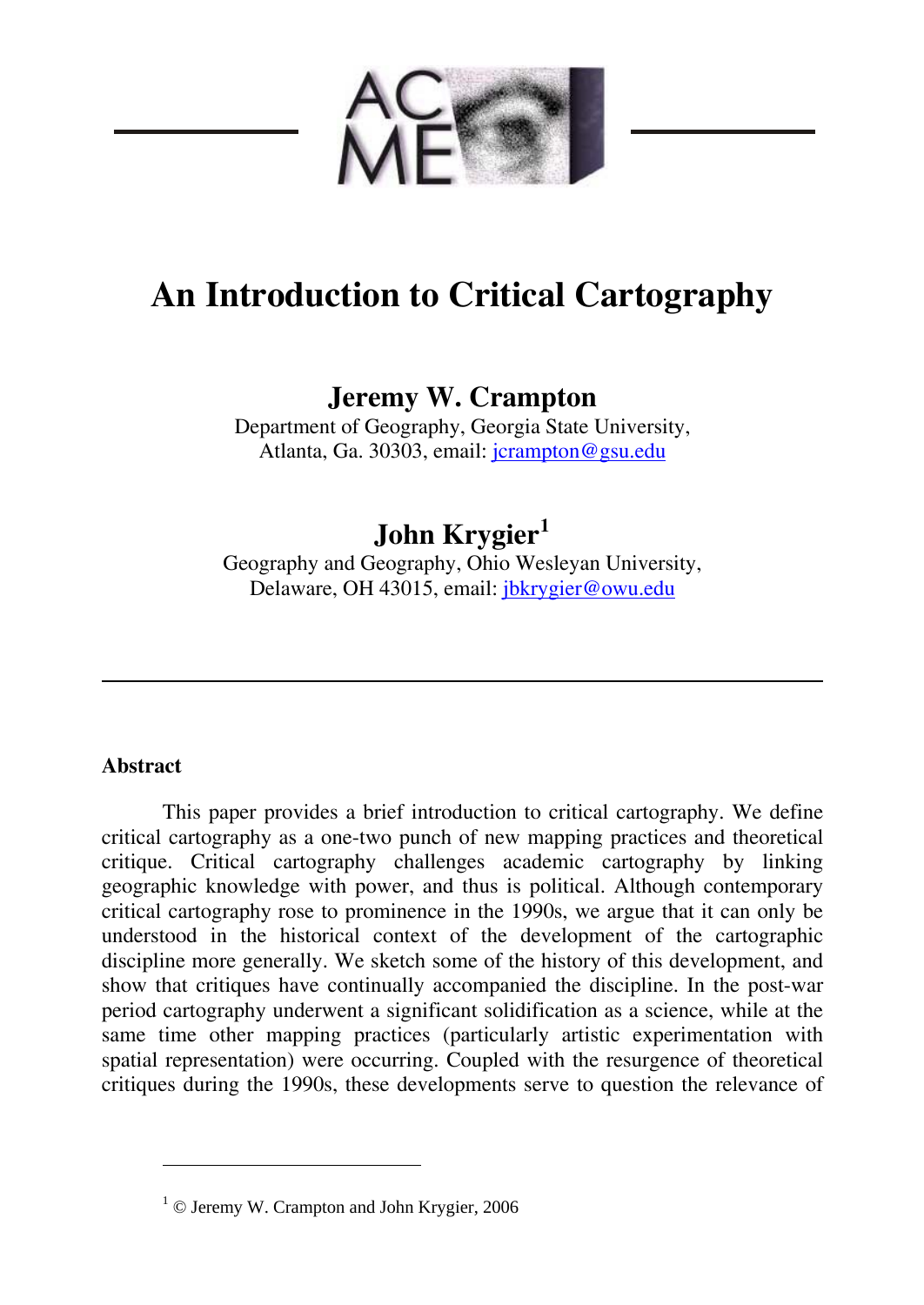# An Introduction to Critical Cartography

**Jeremy W. Crampton**

Department of Geography, Georgia State University,
Atlanta, Ga. 30303, email: jcrampton@gsu.edu

**John Krygier**[1]

Geography and Geography, Ohio Wesleyan University,
Delaware, OH 43015, email: jbkrygier@owu.edu

---

### Abstract

This paper provides a brief introduction to critical cartography. We define critical cartography as a one-two punch of new mapping practices and theoretical critique. Critical cartography challenges academic cartography by linking geographic knowledge with power, and thus is political. Although contemporary critical cartography rose to prominence in the 1990s, we argue that it can only be understood in the historical context of the development of the cartographic discipline more generally. We sketch some of the history of this development, and show that critiques have continually accompanied the discipline. In the post-war period cartography underwent a significant solidification as a science, while at the same time other mapping practices (particularly artistic experimentation with spatial representation) were occurring. Coupled with the resurgence of theoretical critiques during the 1990s, these developments serve to question the relevance of

---

[1] © Jeremy W. Crampton and John Krygier, 2006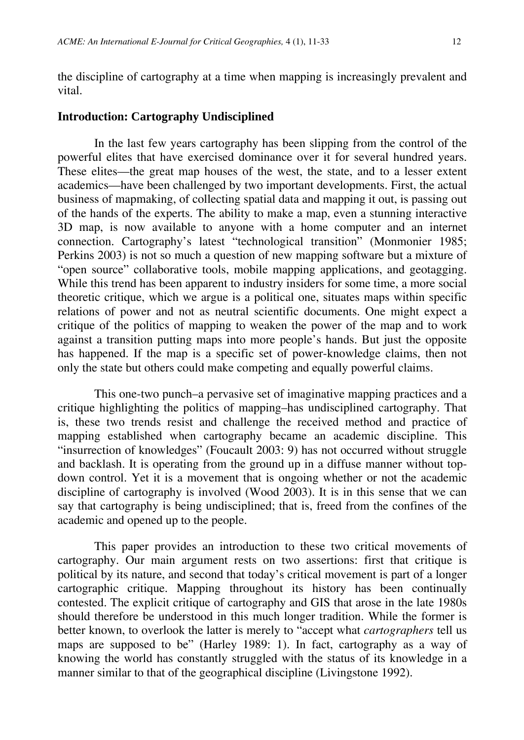the discipline of cartography at a time when mapping is increasingly prevalent and vital.

## Introduction: Cartography Undisciplined

In the last few years cartography has been slipping from the control of the powerful elites that have exercised dominance over it for several hundred years. These elites—the great map houses of the west, the state, and to a lesser extent academics—have been challenged by two important developments. First, the actual business of mapmaking, of collecting spatial data and mapping it out, is passing out of the hands of the experts. The ability to make a map, even a stunning interactive 3D map, is now available to anyone with a home computer and an internet connection. Cartography's latest "technological transition" (Monmonier 1985; Perkins 2003) is not so much a question of new mapping software but a mixture of "open source" collaborative tools, mobile mapping applications, and geotagging. While this trend has been apparent to industry insiders for some time, a more social theoretic critique, which we argue is a political one, situates maps within specific relations of power and not as neutral scientific documents. One might expect a critique of the politics of mapping to weaken the power of the map and to work against a transition putting maps into more people's hands. But just the opposite has happened. If the map is a specific set of power-knowledge claims, then not only the state but others could make competing and equally powerful claims.

This one-two punch–a pervasive set of imaginative mapping practices and a critique highlighting the politics of mapping–has undisciplined cartography. That is, these two trends resist and challenge the received method and practice of mapping established when cartography became an academic discipline. This "insurrection of knowledges" (Foucault 2003: 9) has not occurred without struggle and backlash. It is operating from the ground up in a diffuse manner without top-down control. Yet it is a movement that is ongoing whether or not the academic discipline of cartography is involved (Wood 2003). It is in this sense that we can say that cartography is being undisciplined; that is, freed from the confines of the academic and opened up to the people.

This paper provides an introduction to these two critical movements of cartography. Our main argument rests on two assertions: first that critique is political by its nature, and second that today's critical movement is part of a longer cartographic critique. Mapping throughout its history has been continually contested. The explicit critique of cartography and GIS that arose in the late 1980s should therefore be understood in this much longer tradition. While the former is better known, to overlook the latter is merely to "accept what *cartographers* tell us maps are supposed to be" (Harley 1989: 1). In fact, cartography as a way of knowing the world has constantly struggled with the status of its knowledge in a manner similar to that of the geographical discipline (Livingstone 1992).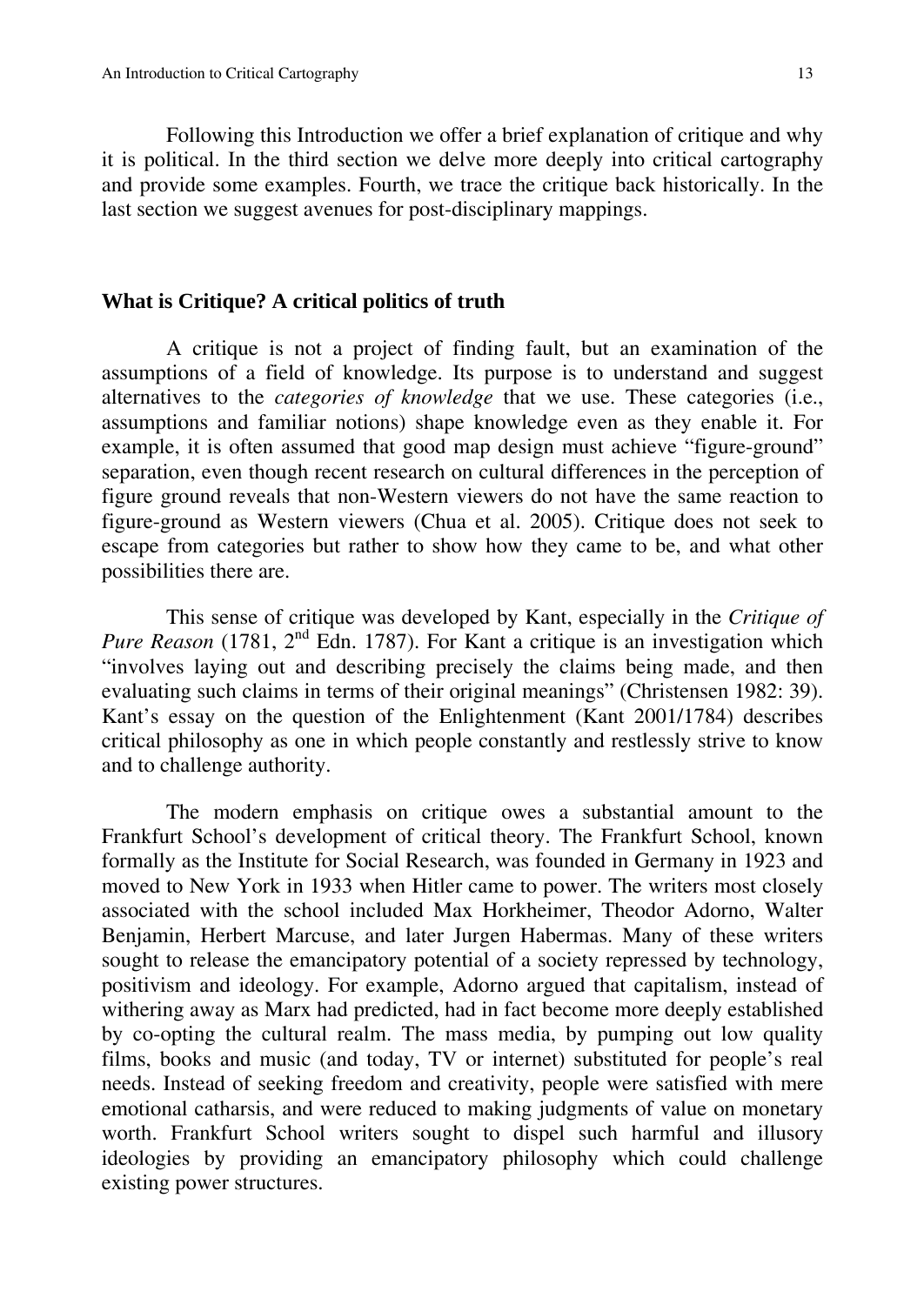Following this Introduction we offer a brief explanation of critique and why it is political. In the third section we delve more deeply into critical cartography and provide some examples. Fourth, we trace the critique back historically. In the last section we suggest avenues for post-disciplinary mappings.

## What is Critique? A critical politics of truth

A critique is not a project of finding fault, but an examination of the assumptions of a field of knowledge. Its purpose is to understand and suggest alternatives to the *categories of knowledge* that we use. These categories (i.e., assumptions and familiar notions) shape knowledge even as they enable it. For example, it is often assumed that good map design must achieve "figure-ground" separation, even though recent research on cultural differences in the perception of figure ground reveals that non-Western viewers do not have the same reaction to figure-ground as Western viewers (Chua et al. 2005). Critique does not seek to escape from categories but rather to show how they came to be, and what other possibilities there are.

This sense of critique was developed by Kant, especially in the *Critique of Pure Reason* (1781, 2nd Edn. 1787). For Kant a critique is an investigation which "involves laying out and describing precisely the claims being made, and then evaluating such claims in terms of their original meanings" (Christensen 1982: 39). Kant's essay on the question of the Enlightenment (Kant 2001/1784) describes critical philosophy as one in which people constantly and restlessly strive to know and to challenge authority.

The modern emphasis on critique owes a substantial amount to the Frankfurt School's development of critical theory. The Frankfurt School, known formally as the Institute for Social Research, was founded in Germany in 1923 and moved to New York in 1933 when Hitler came to power. The writers most closely associated with the school included Max Horkheimer, Theodor Adorno, Walter Benjamin, Herbert Marcuse, and later Jurgen Habermas. Many of these writers sought to release the emancipatory potential of a society repressed by technology, positivism and ideology. For example, Adorno argued that capitalism, instead of withering away as Marx had predicted, had in fact become more deeply established by co-opting the cultural realm. The mass media, by pumping out low quality films, books and music (and today, TV or internet) substituted for people's real needs. Instead of seeking freedom and creativity, people were satisfied with mere emotional catharsis, and were reduced to making judgments of value on monetary worth. Frankfurt School writers sought to dispel such harmful and illusory ideologies by providing an emancipatory philosophy which could challenge existing power structures.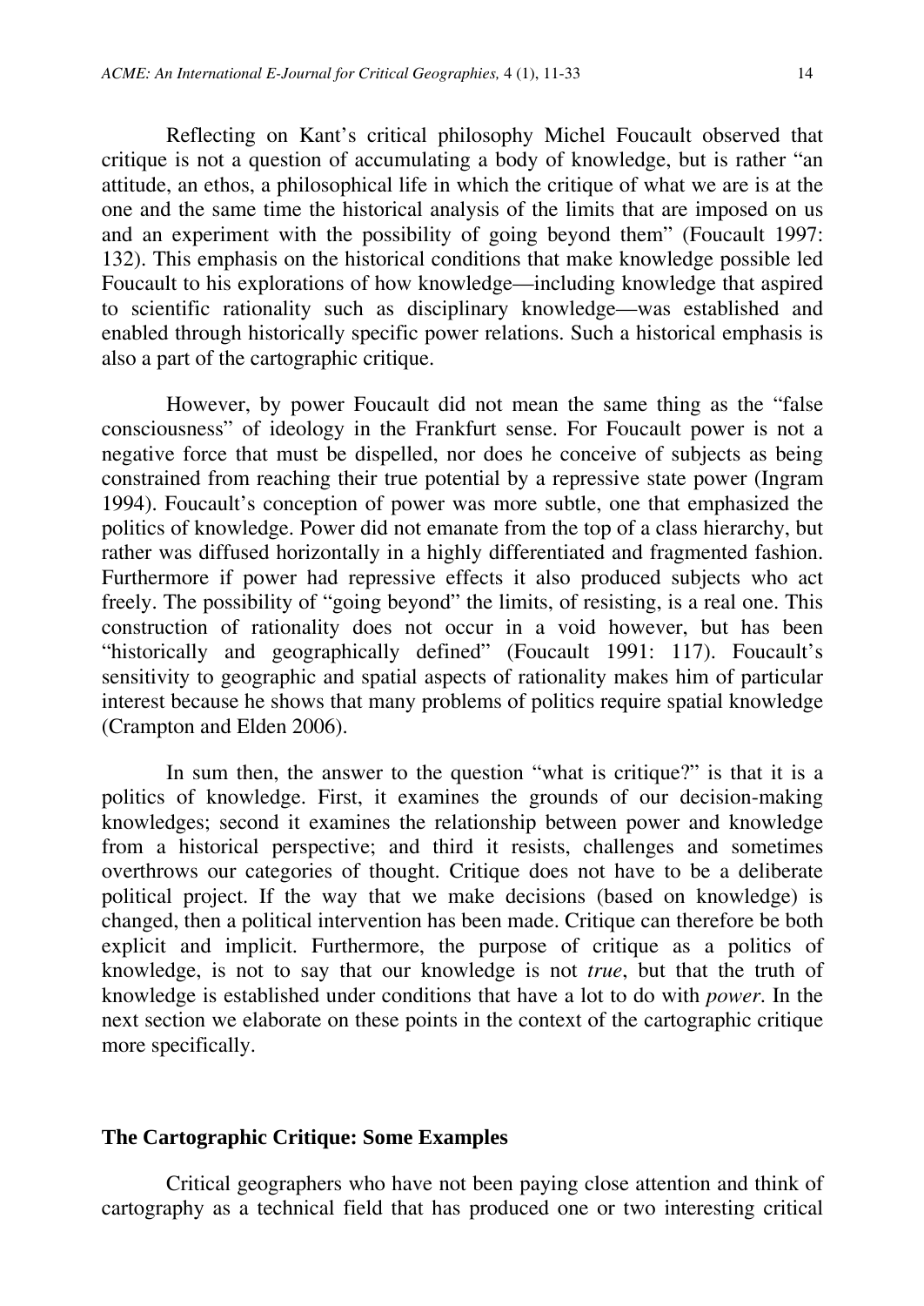Reflecting on Kant's critical philosophy Michel Foucault observed that critique is not a question of accumulating a body of knowledge, but is rather "an attitude, an ethos, a philosophical life in which the critique of what we are is at the one and the same time the historical analysis of the limits that are imposed on us and an experiment with the possibility of going beyond them" (Foucault 1997: 132). This emphasis on the historical conditions that make knowledge possible led Foucault to his explorations of how knowledge—including knowledge that aspired to scientific rationality such as disciplinary knowledge—was established and enabled through historically specific power relations. Such a historical emphasis is also a part of the cartographic critique.

However, by power Foucault did not mean the same thing as the "false consciousness" of ideology in the Frankfurt sense. For Foucault power is not a negative force that must be dispelled, nor does he conceive of subjects as being constrained from reaching their true potential by a repressive state power (Ingram 1994). Foucault's conception of power was more subtle, one that emphasized the politics of knowledge. Power did not emanate from the top of a class hierarchy, but rather was diffused horizontally in a highly differentiated and fragmented fashion. Furthermore if power had repressive effects it also produced subjects who act freely. The possibility of "going beyond" the limits, of resisting, is a real one. This construction of rationality does not occur in a void however, but has been "historically and geographically defined" (Foucault 1991: 117). Foucault's sensitivity to geographic and spatial aspects of rationality makes him of particular interest because he shows that many problems of politics require spatial knowledge (Crampton and Elden 2006).

In sum then, the answer to the question "what is critique?" is that it is a politics of knowledge. First, it examines the grounds of our decision-making knowledges; second it examines the relationship between power and knowledge from a historical perspective; and third it resists, challenges and sometimes overthrows our categories of thought. Critique does not have to be a deliberate political project. If the way that we make decisions (based on knowledge) is changed, then a political intervention has been made. Critique can therefore be both explicit and implicit. Furthermore, the purpose of critique as a politics of knowledge, is not to say that our knowledge is not *true*, but that the truth of knowledge is established under conditions that have a lot to do with *power*. In the next section we elaborate on these points in the context of the cartographic critique more specifically.

## The Cartographic Critique: Some Examples

Critical geographers who have not been paying close attention and think of cartography as a technical field that has produced one or two interesting critical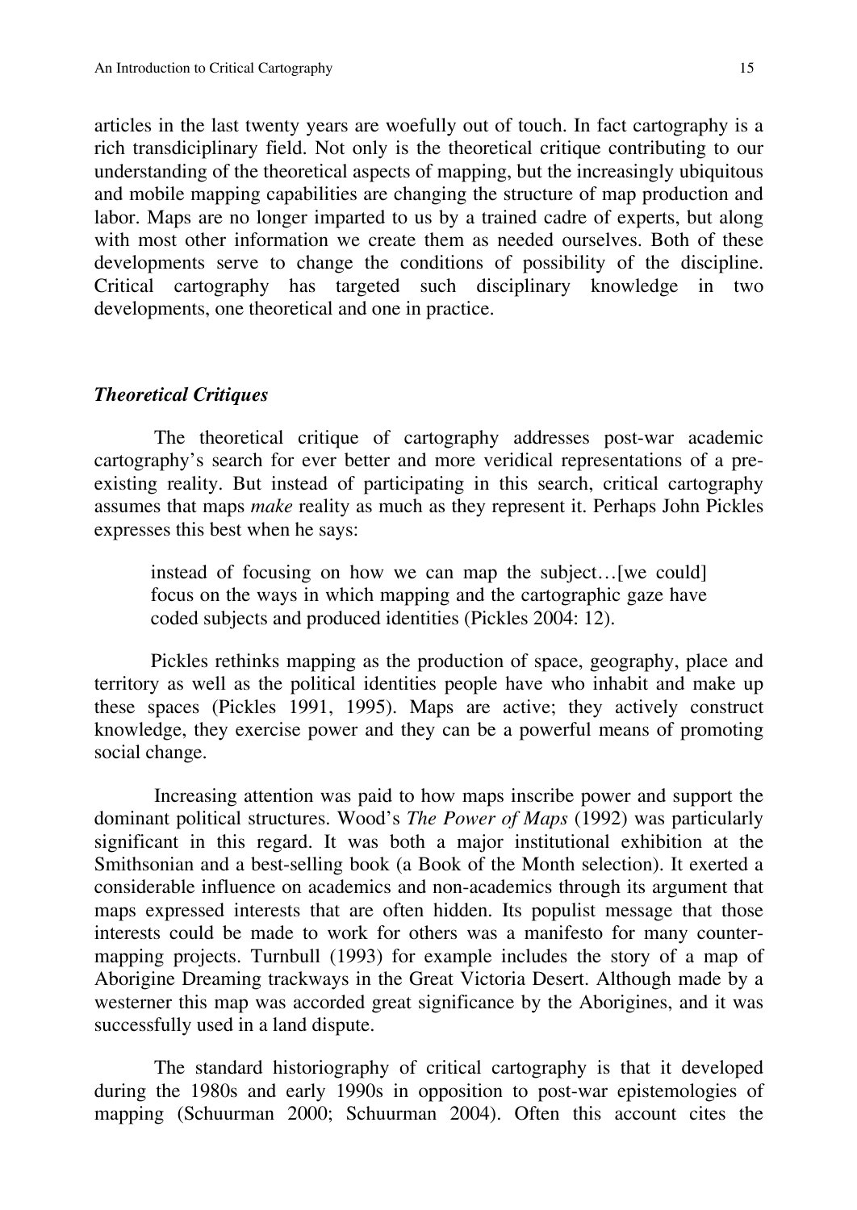articles in the last twenty years are woefully out of touch. In fact cartography is a rich transdiciplinary field. Not only is the theoretical critique contributing to our understanding of the theoretical aspects of mapping, but the increasingly ubiquitous and mobile mapping capabilities are changing the structure of map production and labor. Maps are no longer imparted to us by a trained cadre of experts, but along with most other information we create them as needed ourselves. Both of these developments serve to change the conditions of possibility of the discipline. Critical cartography has targeted such disciplinary knowledge in two developments, one theoretical and one in practice.

### *Theoretical Critiques*

The theoretical critique of cartography addresses post-war academic cartography's search for ever better and more veridical representations of a pre-existing reality. But instead of participating in this search, critical cartography assumes that maps *make* reality as much as they represent it. Perhaps John Pickles expresses this best when he says:

> instead of focusing on how we can map the subject…[we could] focus on the ways in which mapping and the cartographic gaze have coded subjects and produced identities (Pickles 2004: 12).

Pickles rethinks mapping as the production of space, geography, place and territory as well as the political identities people have who inhabit and make up these spaces (Pickles 1991, 1995). Maps are active; they actively construct knowledge, they exercise power and they can be a powerful means of promoting social change.

Increasing attention was paid to how maps inscribe power and support the dominant political structures. Wood's *The Power of Maps* (1992) was particularly significant in this regard. It was both a major institutional exhibition at the Smithsonian and a best-selling book (a Book of the Month selection). It exerted a considerable influence on academics and non-academics through its argument that maps expressed interests that are often hidden. Its populist message that those interests could be made to work for others was a manifesto for many counter-mapping projects. Turnbull (1993) for example includes the story of a map of Aborigine Dreaming trackways in the Great Victoria Desert. Although made by a westerner this map was accorded great significance by the Aborigines, and it was successfully used in a land dispute.

The standard historiography of critical cartography is that it developed during the 1980s and early 1990s in opposition to post-war epistemologies of mapping (Schuurman 2000; Schuurman 2004). Often this account cites the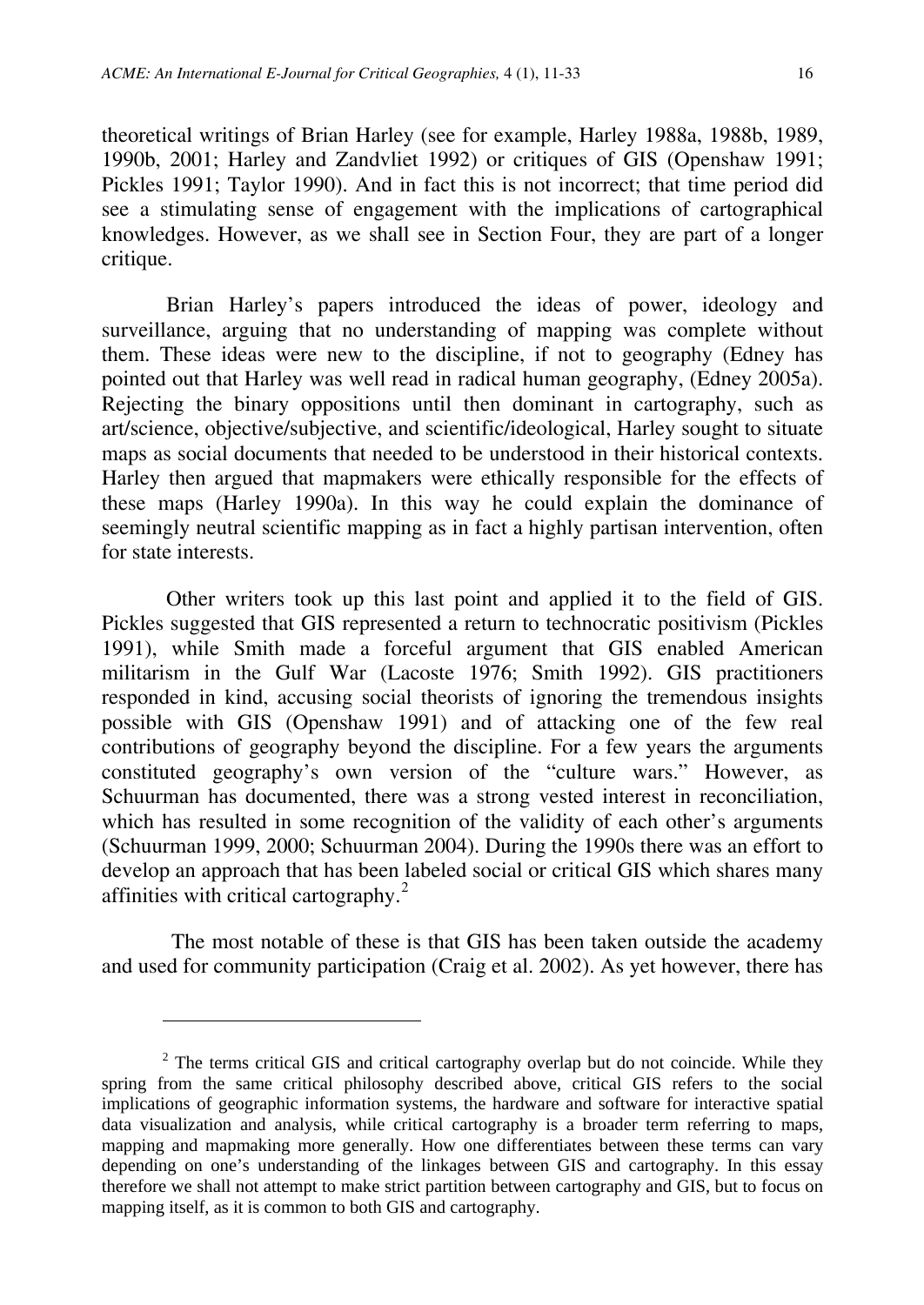theoretical writings of Brian Harley (see for example, Harley 1988a, 1988b, 1989, 1990b, 2001; Harley and Zandvliet 1992) or critiques of GIS (Openshaw 1991; Pickles 1991; Taylor 1990). And in fact this is not incorrect; that time period did see a stimulating sense of engagement with the implications of cartographical knowledges. However, as we shall see in Section Four, they are part of a longer critique.

Brian Harley's papers introduced the ideas of power, ideology and surveillance, arguing that no understanding of mapping was complete without them. These ideas were new to the discipline, if not to geography (Edney has pointed out that Harley was well read in radical human geography, (Edney 2005a). Rejecting the binary oppositions until then dominant in cartography, such as art/science, objective/subjective, and scientific/ideological, Harley sought to situate maps as social documents that needed to be understood in their historical contexts. Harley then argued that mapmakers were ethically responsible for the effects of these maps (Harley 1990a). In this way he could explain the dominance of seemingly neutral scientific mapping as in fact a highly partisan intervention, often for state interests.

Other writers took up this last point and applied it to the field of GIS. Pickles suggested that GIS represented a return to technocratic positivism (Pickles 1991), while Smith made a forceful argument that GIS enabled American militarism in the Gulf War (Lacoste 1976; Smith 1992). GIS practitioners responded in kind, accusing social theorists of ignoring the tremendous insights possible with GIS (Openshaw 1991) and of attacking one of the few real contributions of geography beyond the discipline. For a few years the arguments constituted geography's own version of the "culture wars." However, as Schuurman has documented, there was a strong vested interest in reconciliation, which has resulted in some recognition of the validity of each other's arguments (Schuurman 1999, 2000; Schuurman 2004). During the 1990s there was an effort to develop an approach that has been labeled social or critical GIS which shares many affinities with critical cartography.[2]

The most notable of these is that GIS has been taken outside the academy and used for community participation (Craig et al. 2002). As yet however, there has

[2] The terms critical GIS and critical cartography overlap but do not coincide. While they spring from the same critical philosophy described above, critical GIS refers to the social implications of geographic information systems, the hardware and software for interactive spatial data visualization and analysis, while critical cartography is a broader term referring to maps, mapping and mapmaking more generally. How one differentiates between these terms can vary depending on one's understanding of the linkages between GIS and cartography. In this essay therefore we shall not attempt to make strict partition between cartography and GIS, but to focus on mapping itself, as it is common to both GIS and cartography.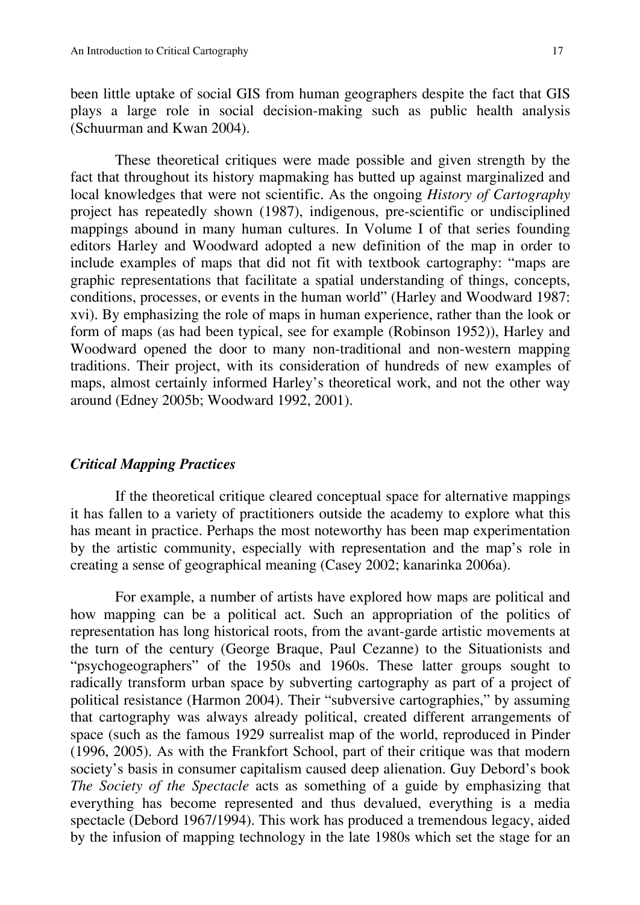been little uptake of social GIS from human geographers despite the fact that GIS plays a large role in social decision-making such as public health analysis (Schuurman and Kwan 2004).

These theoretical critiques were made possible and given strength by the fact that throughout its history mapmaking has butted up against marginalized and local knowledges that were not scientific. As the ongoing *History of Cartography* project has repeatedly shown (1987), indigenous, pre-scientific or undisciplined mappings abound in many human cultures. In Volume I of that series founding editors Harley and Woodward adopted a new definition of the map in order to include examples of maps that did not fit with textbook cartography: "maps are graphic representations that facilitate a spatial understanding of things, concepts, conditions, processes, or events in the human world" (Harley and Woodward 1987: xvi). By emphasizing the role of maps in human experience, rather than the look or form of maps (as had been typical, see for example (Robinson 1952)), Harley and Woodward opened the door to many non-traditional and non-western mapping traditions. Their project, with its consideration of hundreds of new examples of maps, almost certainly informed Harley's theoretical work, and not the other way around (Edney 2005b; Woodward 1992, 2001).

## *Critical Mapping Practices*

If the theoretical critique cleared conceptual space for alternative mappings it has fallen to a variety of practitioners outside the academy to explore what this has meant in practice. Perhaps the most noteworthy has been map experimentation by the artistic community, especially with representation and the map's role in creating a sense of geographical meaning (Casey 2002; kanarinka 2006a).

For example, a number of artists have explored how maps are political and how mapping can be a political act. Such an appropriation of the politics of representation has long historical roots, from the avant-garde artistic movements at the turn of the century (George Braque, Paul Cezanne) to the Situationists and "psychogeographers" of the 1950s and 1960s. These latter groups sought to radically transform urban space by subverting cartography as part of a project of political resistance (Harmon 2004). Their "subversive cartographies," by assuming that cartography was always already political, created different arrangements of space (such as the famous 1929 surrealist map of the world, reproduced in Pinder (1996, 2005). As with the Frankfort School, part of their critique was that modern society's basis in consumer capitalism caused deep alienation. Guy Debord's book *The Society of the Spectacle* acts as something of a guide by emphasizing that everything has become represented and thus devalued, everything is a media spectacle (Debord 1967/1994). This work has produced a tremendous legacy, aided by the infusion of mapping technology in the late 1980s which set the stage for an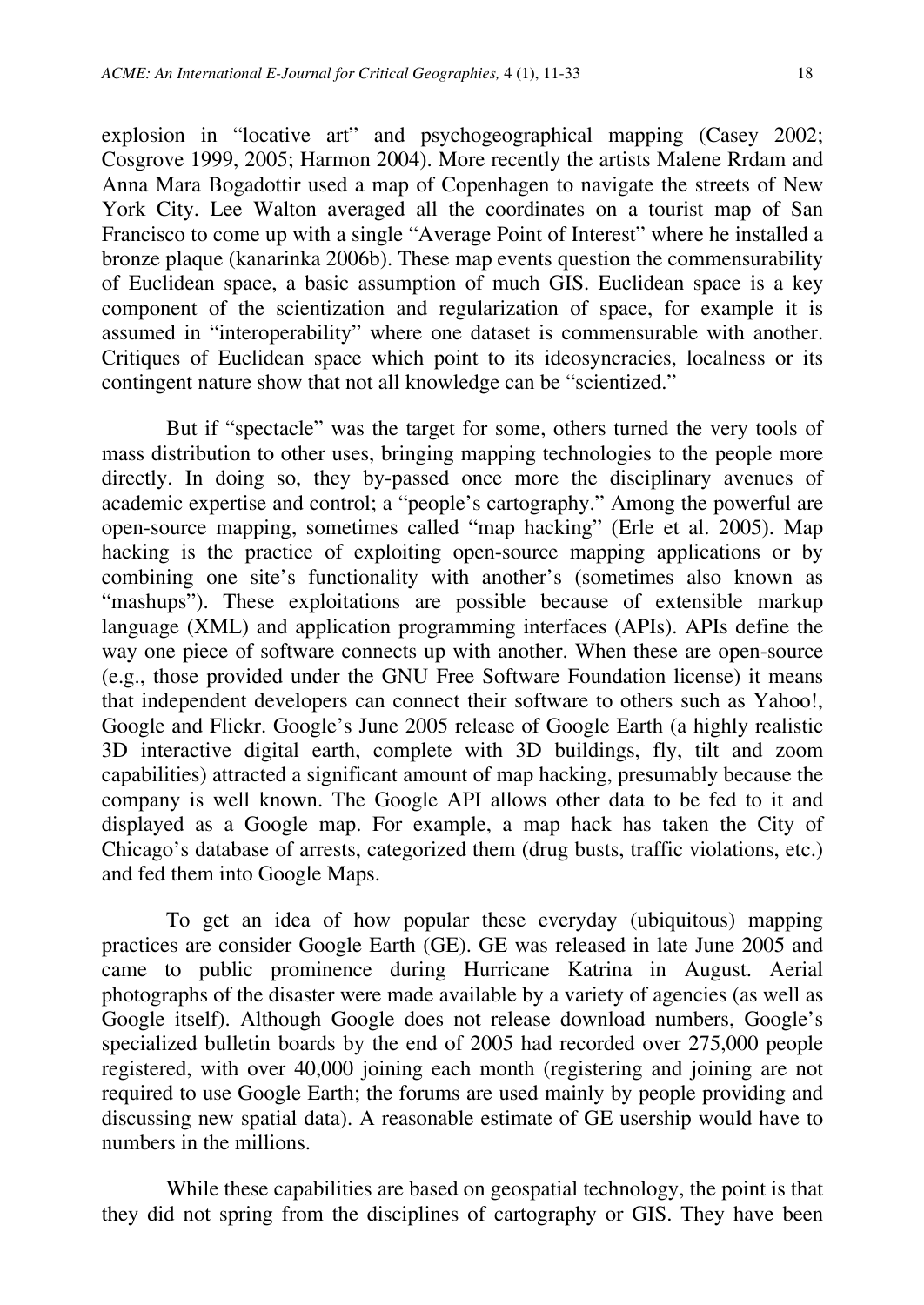explosion in "locative art" and psychogeographical mapping (Casey 2002; Cosgrove 1999, 2005; Harmon 2004). More recently the artists Malene Rrdam and Anna Mara Bogadottir used a map of Copenhagen to navigate the streets of New York City. Lee Walton averaged all the coordinates on a tourist map of San Francisco to come up with a single "Average Point of Interest" where he installed a bronze plaque (kanarinka 2006b). These map events question the commensurability of Euclidean space, a basic assumption of much GIS. Euclidean space is a key component of the scientization and regularization of space, for example it is assumed in "interoperability" where one dataset is commensurable with another. Critiques of Euclidean space which point to its ideosyncracies, localness or its contingent nature show that not all knowledge can be "scientized."

But if "spectacle" was the target for some, others turned the very tools of mass distribution to other uses, bringing mapping technologies to the people more directly. In doing so, they by-passed once more the disciplinary avenues of academic expertise and control; a "people's cartography." Among the powerful are open-source mapping, sometimes called "map hacking" (Erle et al. 2005). Map hacking is the practice of exploiting open-source mapping applications or by combining one site's functionality with another's (sometimes also known as "mashups"). These exploitations are possible because of extensible markup language (XML) and application programming interfaces (APIs). APIs define the way one piece of software connects up with another. When these are open-source (e.g., those provided under the GNU Free Software Foundation license) it means that independent developers can connect their software to others such as Yahoo!, Google and Flickr. Google's June 2005 release of Google Earth (a highly realistic 3D interactive digital earth, complete with 3D buildings, fly, tilt and zoom capabilities) attracted a significant amount of map hacking, presumably because the company is well known. The Google API allows other data to be fed to it and displayed as a Google map. For example, a map hack has taken the City of Chicago's database of arrests, categorized them (drug busts, traffic violations, etc.) and fed them into Google Maps.

To get an idea of how popular these everyday (ubiquitous) mapping practices are consider Google Earth (GE). GE was released in late June 2005 and came to public prominence during Hurricane Katrina in August. Aerial photographs of the disaster were made available by a variety of agencies (as well as Google itself). Although Google does not release download numbers, Google's specialized bulletin boards by the end of 2005 had recorded over 275,000 people registered, with over 40,000 joining each month (registering and joining are not required to use Google Earth; the forums are used mainly by people providing and discussing new spatial data). A reasonable estimate of GE usership would have to numbers in the millions.

While these capabilities are based on geospatial technology, the point is that they did not spring from the disciplines of cartography or GIS. They have been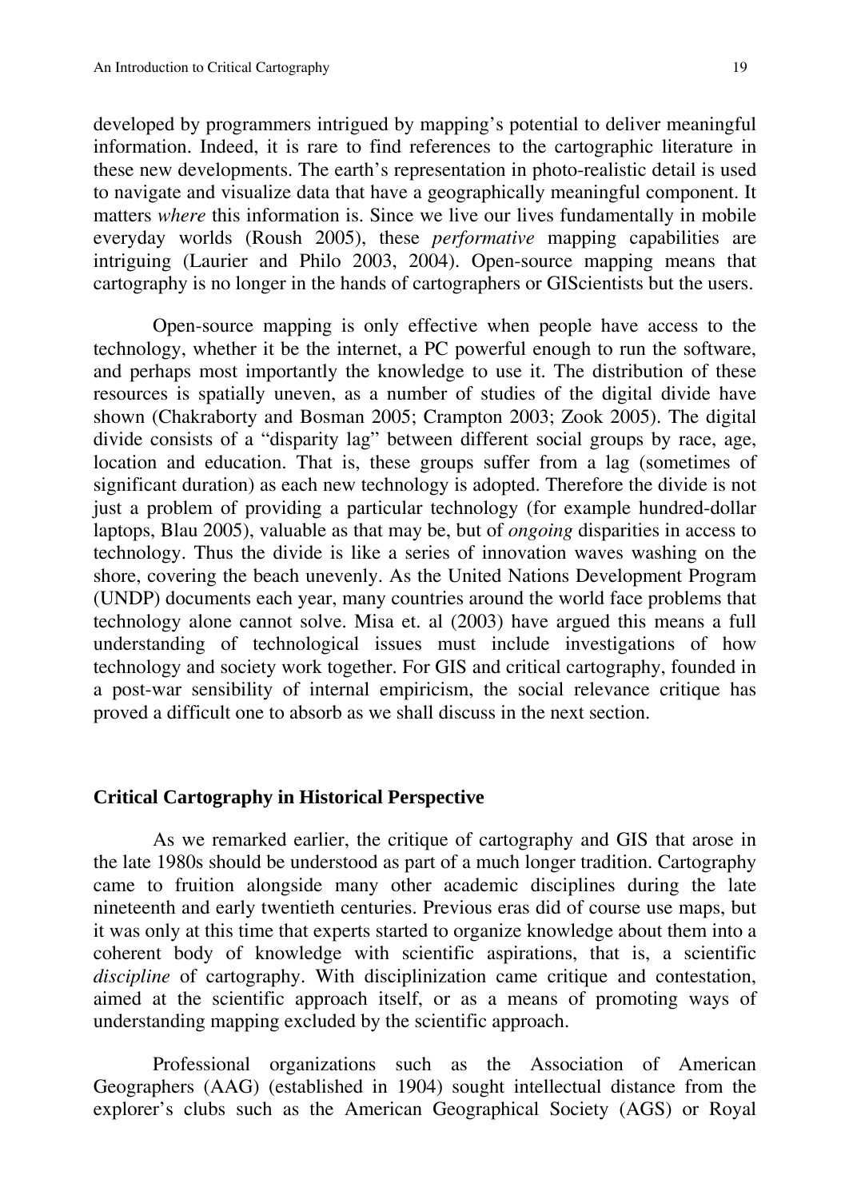developed by programmers intrigued by mapping's potential to deliver meaningful information. Indeed, it is rare to find references to the cartographic literature in these new developments. The earth's representation in photo-realistic detail is used to navigate and visualize data that have a geographically meaningful component. It matters *where* this information is. Since we live our lives fundamentally in mobile everyday worlds (Roush 2005), these *performative* mapping capabilities are intriguing (Laurier and Philo 2003, 2004). Open-source mapping means that cartography is no longer in the hands of cartographers or GIScientists but the users.

Open-source mapping is only effective when people have access to the technology, whether it be the internet, a PC powerful enough to run the software, and perhaps most importantly the knowledge to use it. The distribution of these resources is spatially uneven, as a number of studies of the digital divide have shown (Chakraborty and Bosman 2005; Crampton 2003; Zook 2005). The digital divide consists of a "disparity lag" between different social groups by race, age, location and education. That is, these groups suffer from a lag (sometimes of significant duration) as each new technology is adopted. Therefore the divide is not just a problem of providing a particular technology (for example hundred-dollar laptops, Blau 2005), valuable as that may be, but of *ongoing* disparities in access to technology. Thus the divide is like a series of innovation waves washing on the shore, covering the beach unevenly. As the United Nations Development Program (UNDP) documents each year, many countries around the world face problems that technology alone cannot solve. Misa et. al (2003) have argued this means a full understanding of technological issues must include investigations of how technology and society work together. For GIS and critical cartography, founded in a post-war sensibility of internal empiricism, the social relevance critique has proved a difficult one to absorb as we shall discuss in the next section.

## Critical Cartography in Historical Perspective

As we remarked earlier, the critique of cartography and GIS that arose in the late 1980s should be understood as part of a much longer tradition. Cartography came to fruition alongside many other academic disciplines during the late nineteenth and early twentieth centuries. Previous eras did of course use maps, but it was only at this time that experts started to organize knowledge about them into a coherent body of knowledge with scientific aspirations, that is, a scientific *discipline* of cartography. With disciplinization came critique and contestation, aimed at the scientific approach itself, or as a means of promoting ways of understanding mapping excluded by the scientific approach.

Professional organizations such as the Association of American Geographers (AAG) (established in 1904) sought intellectual distance from the explorer's clubs such as the American Geographical Society (AGS) or Royal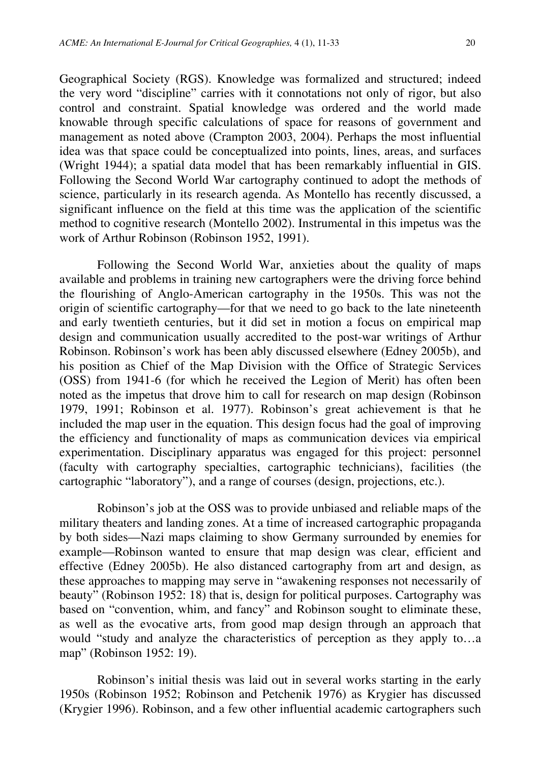Geographical Society (RGS). Knowledge was formalized and structured; indeed the very word "discipline" carries with it connotations not only of rigor, but also control and constraint. Spatial knowledge was ordered and the world made knowable through specific calculations of space for reasons of government and management as noted above (Crampton 2003, 2004). Perhaps the most influential idea was that space could be conceptualized into points, lines, areas, and surfaces (Wright 1944); a spatial data model that has been remarkably influential in GIS. Following the Second World War cartography continued to adopt the methods of science, particularly in its research agenda. As Montello has recently discussed, a significant influence on the field at this time was the application of the scientific method to cognitive research (Montello 2002). Instrumental in this impetus was the work of Arthur Robinson (Robinson 1952, 1991).

Following the Second World War, anxieties about the quality of maps available and problems in training new cartographers were the driving force behind the flourishing of Anglo-American cartography in the 1950s. This was not the origin of scientific cartography—for that we need to go back to the late nineteenth and early twentieth centuries, but it did set in motion a focus on empirical map design and communication usually accredited to the post-war writings of Arthur Robinson. Robinson's work has been ably discussed elsewhere (Edney 2005b), and his position as Chief of the Map Division with the Office of Strategic Services (OSS) from 1941-6 (for which he received the Legion of Merit) has often been noted as the impetus that drove him to call for research on map design (Robinson 1979, 1991; Robinson et al. 1977). Robinson's great achievement is that he included the map user in the equation. This design focus had the goal of improving the efficiency and functionality of maps as communication devices via empirical experimentation. Disciplinary apparatus was engaged for this project: personnel (faculty with cartography specialties, cartographic technicians), facilities (the cartographic "laboratory"), and a range of courses (design, projections, etc.).

Robinson's job at the OSS was to provide unbiased and reliable maps of the military theaters and landing zones. At a time of increased cartographic propaganda by both sides—Nazi maps claiming to show Germany surrounded by enemies for example—Robinson wanted to ensure that map design was clear, efficient and effective (Edney 2005b). He also distanced cartography from art and design, as these approaches to mapping may serve in "awakening responses not necessarily of beauty" (Robinson 1952: 18) that is, design for political purposes. Cartography was based on "convention, whim, and fancy" and Robinson sought to eliminate these, as well as the evocative arts, from good map design through an approach that would "study and analyze the characteristics of perception as they apply to…a map" (Robinson 1952: 19).

Robinson's initial thesis was laid out in several works starting in the early 1950s (Robinson 1952; Robinson and Petchenik 1976) as Krygier has discussed (Krygier 1996). Robinson, and a few other influential academic cartographers such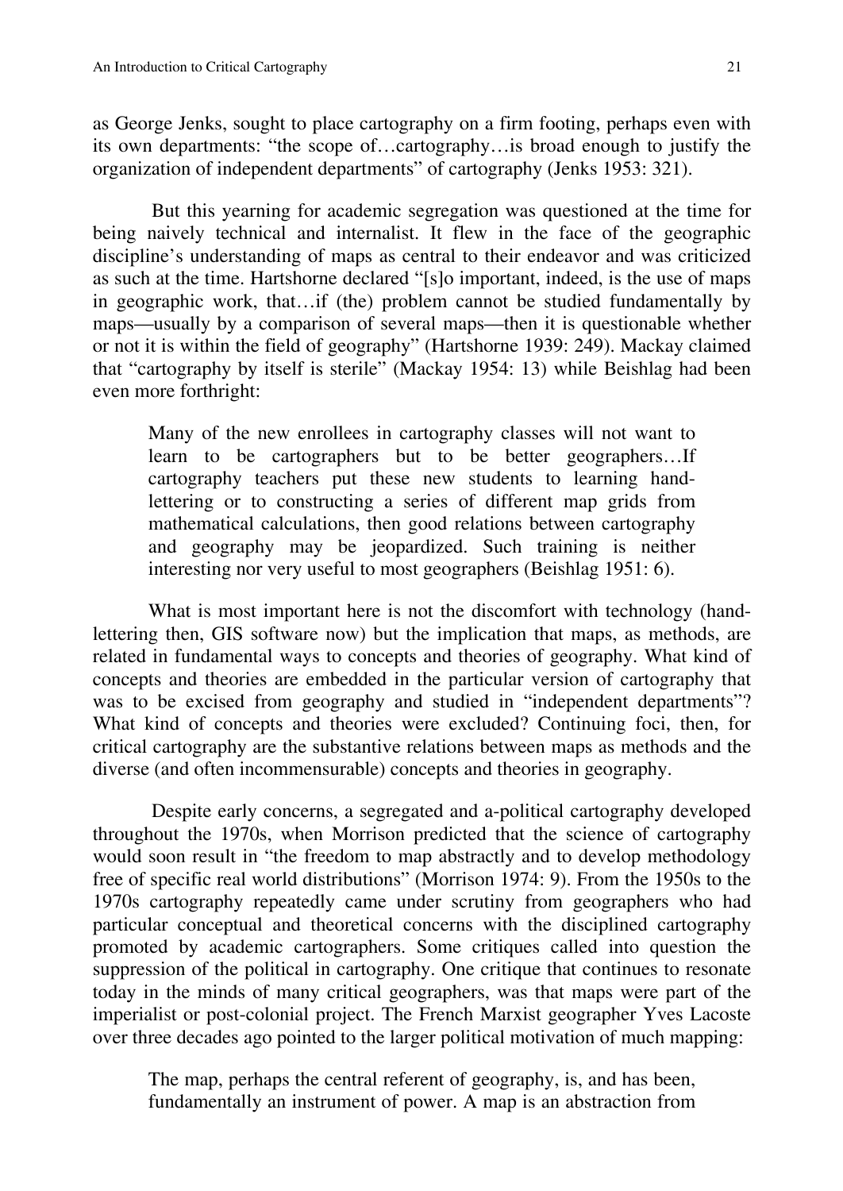as George Jenks, sought to place cartography on a firm footing, perhaps even with its own departments: "the scope of…cartography…is broad enough to justify the organization of independent departments" of cartography (Jenks 1953: 321).

But this yearning for academic segregation was questioned at the time for being naively technical and internalist. It flew in the face of the geographic discipline's understanding of maps as central to their endeavor and was criticized as such at the time. Hartshorne declared "[s]o important, indeed, is the use of maps in geographic work, that…if (the) problem cannot be studied fundamentally by maps—usually by a comparison of several maps—then it is questionable whether or not it is within the field of geography" (Hartshorne 1939: 249). Mackay claimed that "cartography by itself is sterile" (Mackay 1954: 13) while Beishlag had been even more forthright:

> Many of the new enrollees in cartography classes will not want to learn to be cartographers but to be better geographers…If cartography teachers put these new students to learning hand-lettering or to constructing a series of different map grids from mathematical calculations, then good relations between cartography and geography may be jeopardized. Such training is neither interesting nor very useful to most geographers (Beishlag 1951: 6).

What is most important here is not the discomfort with technology (hand-lettering then, GIS software now) but the implication that maps, as methods, are related in fundamental ways to concepts and theories of geography. What kind of concepts and theories are embedded in the particular version of cartography that was to be excised from geography and studied in "independent departments"? What kind of concepts and theories were excluded? Continuing foci, then, for critical cartography are the substantive relations between maps as methods and the diverse (and often incommensurable) concepts and theories in geography.

Despite early concerns, a segregated and a-political cartography developed throughout the 1970s, when Morrison predicted that the science of cartography would soon result in "the freedom to map abstractly and to develop methodology free of specific real world distributions" (Morrison 1974: 9). From the 1950s to the 1970s cartography repeatedly came under scrutiny from geographers who had particular conceptual and theoretical concerns with the disciplined cartography promoted by academic cartographers. Some critiques called into question the suppression of the political in cartography. One critique that continues to resonate today in the minds of many critical geographers, was that maps were part of the imperialist or post-colonial project. The French Marxist geographer Yves Lacoste over three decades ago pointed to the larger political motivation of much mapping:

> The map, perhaps the central referent of geography, is, and has been, fundamentally an instrument of power. A map is an abstraction from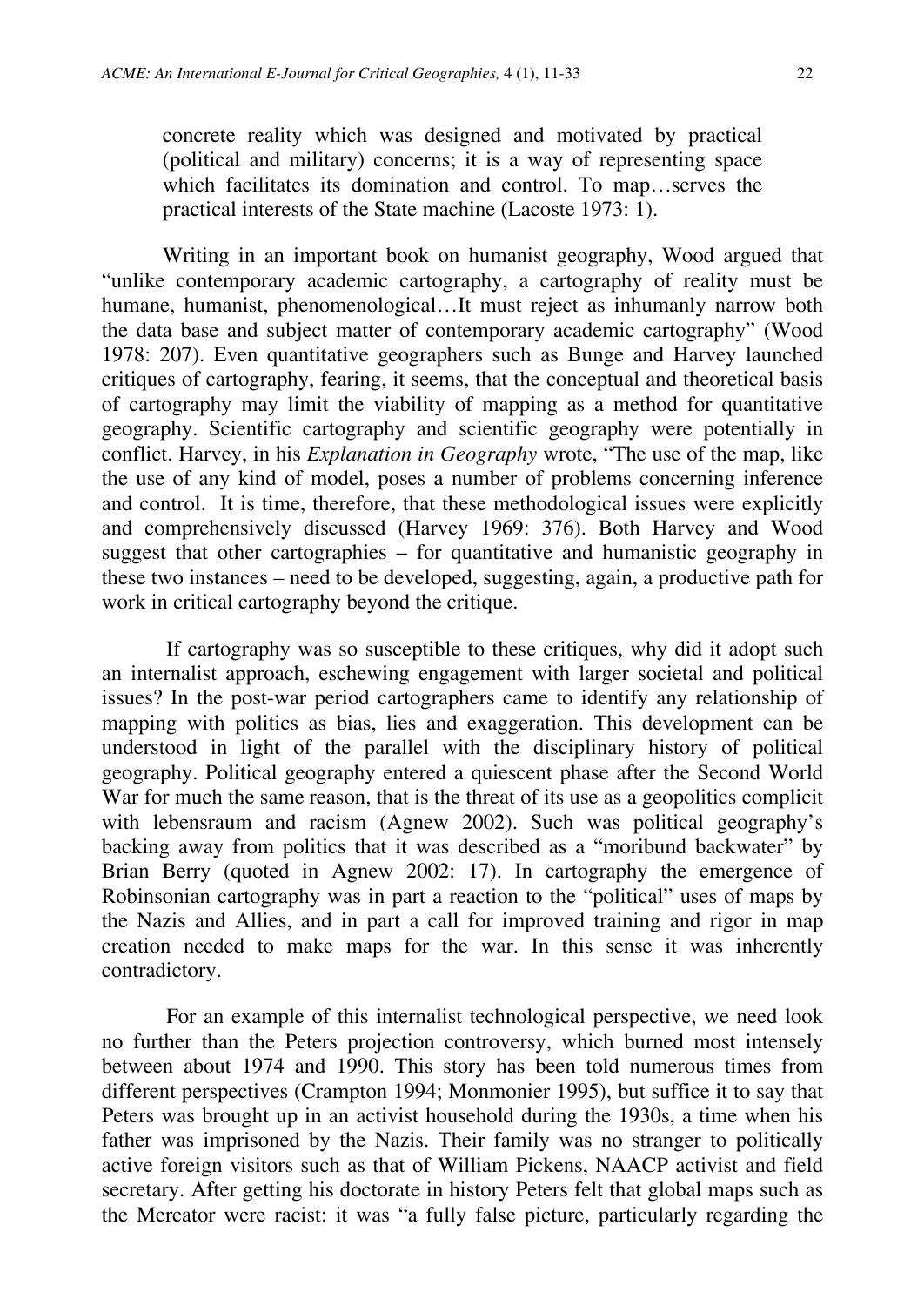> concrete reality which was designed and motivated by practical (political and military) concerns; it is a way of representing space which facilitates its domination and control. To map…serves the practical interests of the State machine (Lacoste 1973: 1).

Writing in an important book on humanist geography, Wood argued that "unlike contemporary academic cartography, a cartography of reality must be humane, humanist, phenomenological…It must reject as inhumanly narrow both the data base and subject matter of contemporary academic cartography" (Wood 1978: 207). Even quantitative geographers such as Bunge and Harvey launched critiques of cartography, fearing, it seems, that the conceptual and theoretical basis of cartography may limit the viability of mapping as a method for quantitative geography. Scientific cartography and scientific geography were potentially in conflict. Harvey, in his *Explanation in Geography* wrote, "The use of the map, like the use of any kind of model, poses a number of problems concerning inference and control. It is time, therefore, that these methodological issues were explicitly and comprehensively discussed (Harvey 1969: 376). Both Harvey and Wood suggest that other cartographies – for quantitative and humanistic geography in these two instances – need to be developed, suggesting, again, a productive path for work in critical cartography beyond the critique.

If cartography was so susceptible to these critiques, why did it adopt such an internalist approach, eschewing engagement with larger societal and political issues? In the post-war period cartographers came to identify any relationship of mapping with politics as bias, lies and exaggeration. This development can be understood in light of the parallel with the disciplinary history of political geography. Political geography entered a quiescent phase after the Second World War for much the same reason, that is the threat of its use as a geopolitics complicit with lebensraum and racism (Agnew 2002). Such was political geography's backing away from politics that it was described as a "moribund backwater" by Brian Berry (quoted in Agnew 2002: 17). In cartography the emergence of Robinsonian cartography was in part a reaction to the "political" uses of maps by the Nazis and Allies, and in part a call for improved training and rigor in map creation needed to make maps for the war. In this sense it was inherently contradictory.

For an example of this internalist technological perspective, we need look no further than the Peters projection controversy, which burned most intensely between about 1974 and 1990. This story has been told numerous times from different perspectives (Crampton 1994; Monmonier 1995), but suffice it to say that Peters was brought up in an activist household during the 1930s, a time when his father was imprisoned by the Nazis. Their family was no stranger to politically active foreign visitors such as that of William Pickens, NAACP activist and field secretary. After getting his doctorate in history Peters felt that global maps such as the Mercator were racist: it was "a fully false picture, particularly regarding the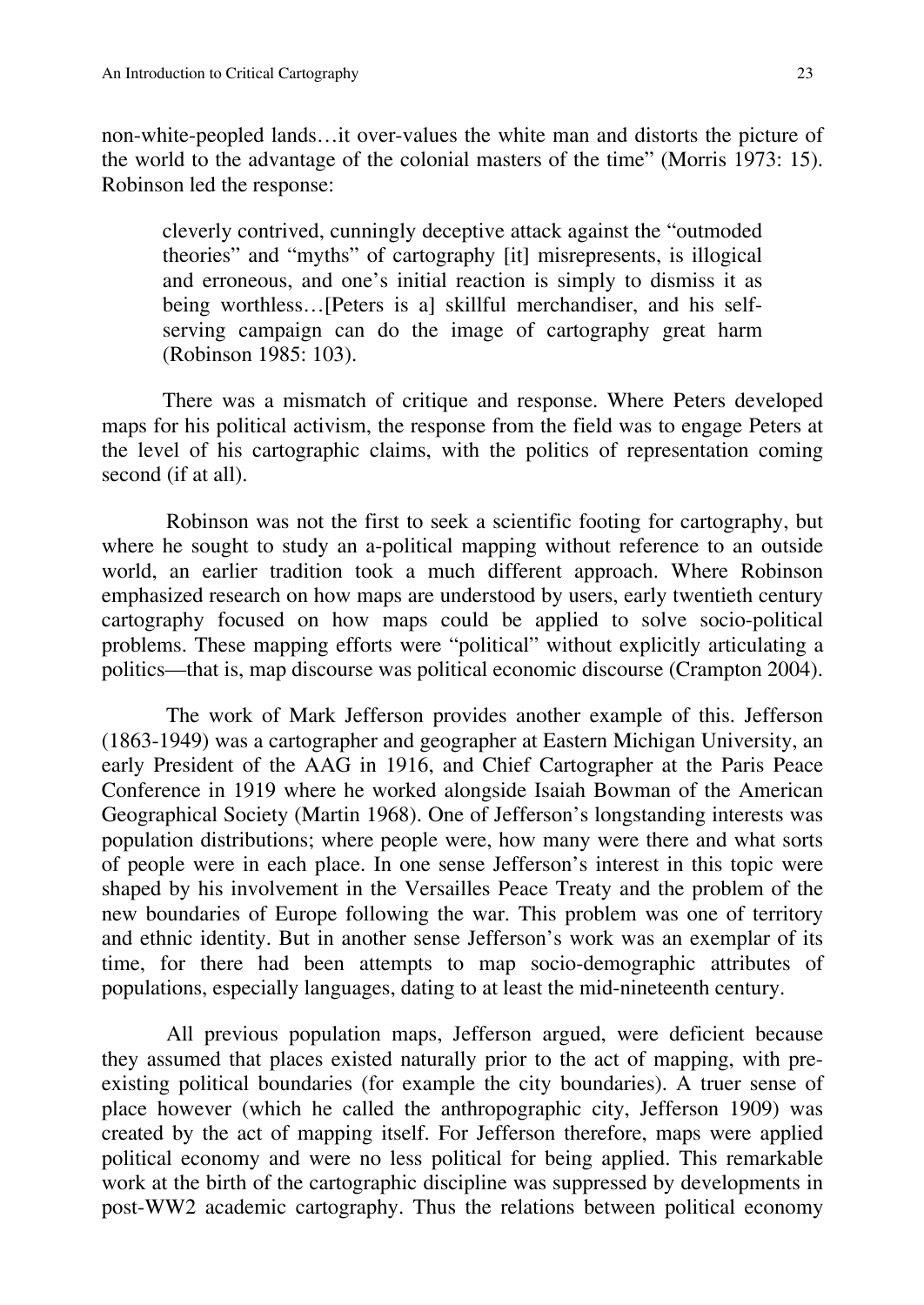non-white-peopled lands…it over-values the white man and distorts the picture of the world to the advantage of the colonial masters of the time" (Morris 1973: 15). Robinson led the response:

> cleverly contrived, cunningly deceptive attack against the "outmoded theories" and "myths" of cartography [it] misrepresents, is illogical and erroneous, and one's initial reaction is simply to dismiss it as being worthless…[Peters is a] skillful merchandiser, and his self-serving campaign can do the image of cartography great harm (Robinson 1985: 103).

There was a mismatch of critique and response. Where Peters developed maps for his political activism, the response from the field was to engage Peters at the level of his cartographic claims, with the politics of representation coming second (if at all).

Robinson was not the first to seek a scientific footing for cartography, but where he sought to study an a-political mapping without reference to an outside world, an earlier tradition took a much different approach. Where Robinson emphasized research on how maps are understood by users, early twentieth century cartography focused on how maps could be applied to solve socio-political problems. These mapping efforts were "political" without explicitly articulating a politics—that is, map discourse was political economic discourse (Crampton 2004).

The work of Mark Jefferson provides another example of this. Jefferson (1863-1949) was a cartographer and geographer at Eastern Michigan University, an early President of the AAG in 1916, and Chief Cartographer at the Paris Peace Conference in 1919 where he worked alongside Isaiah Bowman of the American Geographical Society (Martin 1968). One of Jefferson's longstanding interests was population distributions; where people were, how many were there and what sorts of people were in each place. In one sense Jefferson's interest in this topic were shaped by his involvement in the Versailles Peace Treaty and the problem of the new boundaries of Europe following the war. This problem was one of territory and ethnic identity. But in another sense Jefferson's work was an exemplar of its time, for there had been attempts to map socio-demographic attributes of populations, especially languages, dating to at least the mid-nineteenth century.

All previous population maps, Jefferson argued, were deficient because they assumed that places existed naturally prior to the act of mapping, with pre-existing political boundaries (for example the city boundaries). A truer sense of place however (which he called the anthropographic city, Jefferson 1909) was created by the act of mapping itself. For Jefferson therefore, maps were applied political economy and were no less political for being applied. This remarkable work at the birth of the cartographic discipline was suppressed by developments in post-WW2 academic cartography. Thus the relations between political economy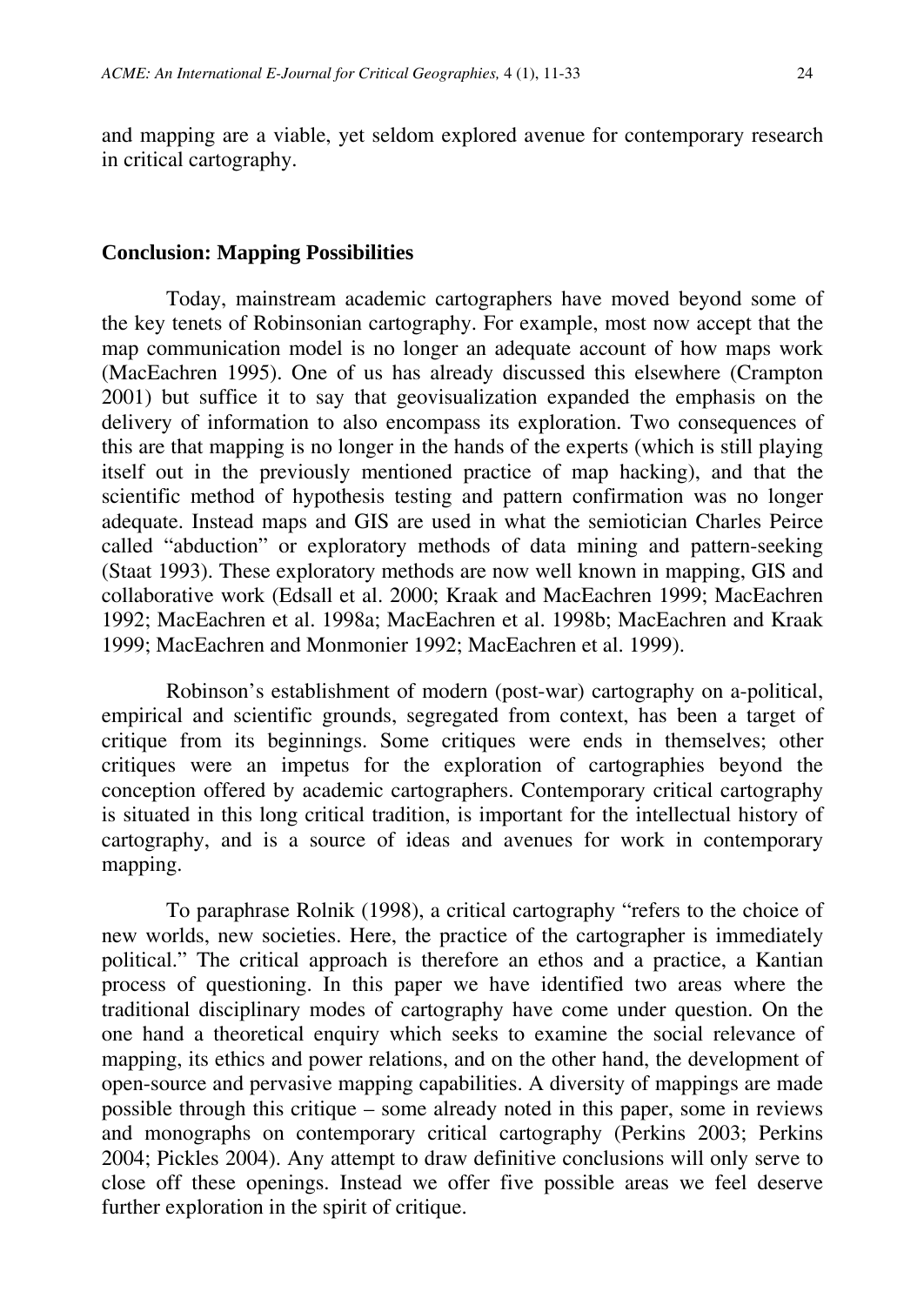and mapping are a viable, yet seldom explored avenue for contemporary research in critical cartography.

## Conclusion: Mapping Possibilities

Today, mainstream academic cartographers have moved beyond some of the key tenets of Robinsonian cartography. For example, most now accept that the map communication model is no longer an adequate account of how maps work (MacEachren 1995). One of us has already discussed this elsewhere (Crampton 2001) but suffice it to say that geovisualization expanded the emphasis on the delivery of information to also encompass its exploration. Two consequences of this are that mapping is no longer in the hands of the experts (which is still playing itself out in the previously mentioned practice of map hacking), and that the scientific method of hypothesis testing and pattern confirmation was no longer adequate. Instead maps and GIS are used in what the semiotician Charles Peirce called "abduction" or exploratory methods of data mining and pattern-seeking (Staat 1993). These exploratory methods are now well known in mapping, GIS and collaborative work (Edsall et al. 2000; Kraak and MacEachren 1999; MacEachren 1992; MacEachren et al. 1998a; MacEachren et al. 1998b; MacEachren and Kraak 1999; MacEachren and Monmonier 1992; MacEachren et al. 1999).

Robinson's establishment of modern (post-war) cartography on a-political, empirical and scientific grounds, segregated from context, has been a target of critique from its beginnings. Some critiques were ends in themselves; other critiques were an impetus for the exploration of cartographies beyond the conception offered by academic cartographers. Contemporary critical cartography is situated in this long critical tradition, is important for the intellectual history of cartography, and is a source of ideas and avenues for work in contemporary mapping.

To paraphrase Rolnik (1998), a critical cartography "refers to the choice of new worlds, new societies. Here, the practice of the cartographer is immediately political." The critical approach is therefore an ethos and a practice, a Kantian process of questioning. In this paper we have identified two areas where the traditional disciplinary modes of cartography have come under question. On the one hand a theoretical enquiry which seeks to examine the social relevance of mapping, its ethics and power relations, and on the other hand, the development of open-source and pervasive mapping capabilities. A diversity of mappings are made possible through this critique – some already noted in this paper, some in reviews and monographs on contemporary critical cartography (Perkins 2003; Perkins 2004; Pickles 2004). Any attempt to draw definitive conclusions will only serve to close off these openings. Instead we offer five possible areas we feel deserve further exploration in the spirit of critique.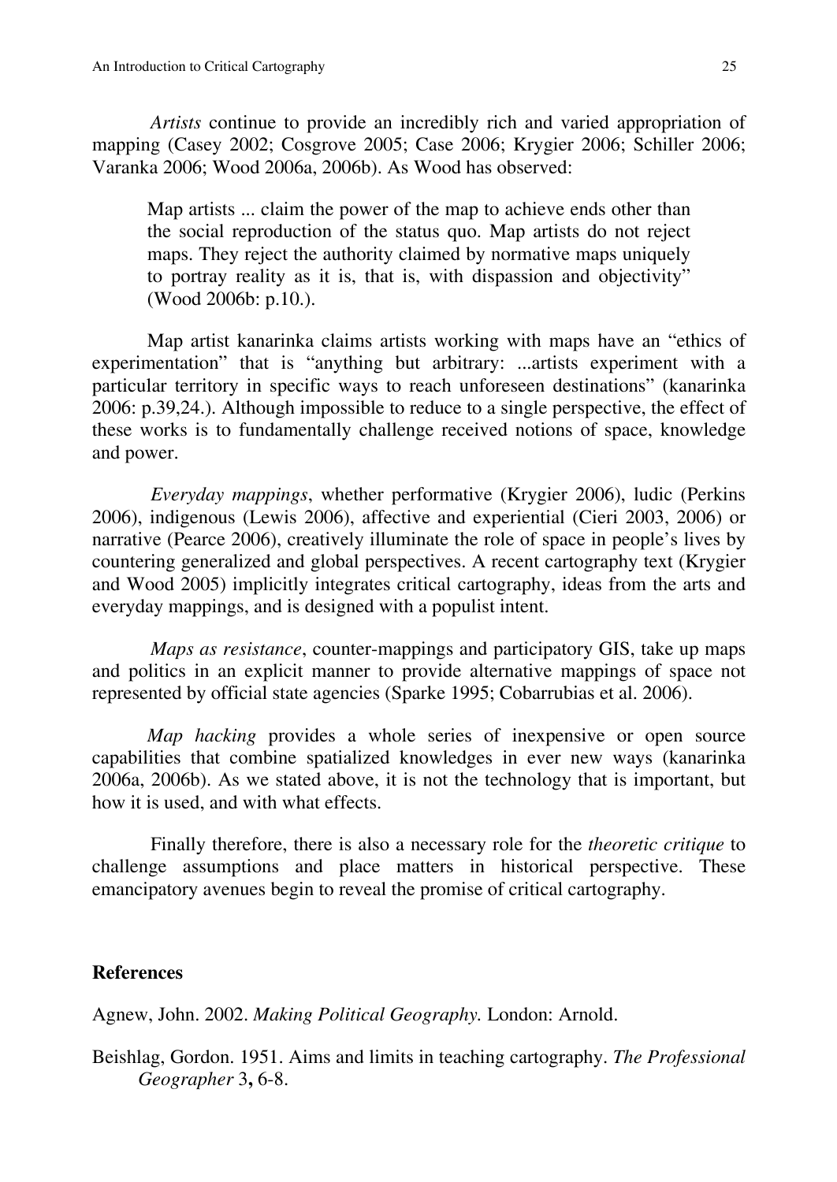*Artists* continue to provide an incredibly rich and varied appropriation of mapping (Casey 2002; Cosgrove 2005; Case 2006; Krygier 2006; Schiller 2006; Varanka 2006; Wood 2006a, 2006b). As Wood has observed:

> Map artists ... claim the power of the map to achieve ends other than the social reproduction of the status quo. Map artists do not reject maps. They reject the authority claimed by normative maps uniquely to portray reality as it is, that is, with dispassion and objectivity" (Wood 2006b: p.10.).

Map artist kanarinka claims artists working with maps have an "ethics of experimentation" that is "anything but arbitrary: ...artists experiment with a particular territory in specific ways to reach unforeseen destinations" (kanarinka 2006: p.39,24.). Although impossible to reduce to a single perspective, the effect of these works is to fundamentally challenge received notions of space, knowledge and power.

*Everyday mappings*, whether performative (Krygier 2006), ludic (Perkins 2006), indigenous (Lewis 2006), affective and experiential (Cieri 2003, 2006) or narrative (Pearce 2006), creatively illuminate the role of space in people's lives by countering generalized and global perspectives. A recent cartography text (Krygier and Wood 2005) implicitly integrates critical cartography, ideas from the arts and everyday mappings, and is designed with a populist intent.

*Maps as resistance*, counter-mappings and participatory GIS, take up maps and politics in an explicit manner to provide alternative mappings of space not represented by official state agencies (Sparke 1995; Cobarrubias et al. 2006).

*Map hacking* provides a whole series of inexpensive or open source capabilities that combine spatialized knowledges in ever new ways (kanarinka 2006a, 2006b). As we stated above, it is not the technology that is important, but how it is used, and with what effects.

Finally therefore, there is also a necessary role for the *theoretic critique* to challenge assumptions and place matters in historical perspective. These emancipatory avenues begin to reveal the promise of critical cartography.

## References

Agnew, John. 2002. *Making Political Geography.* London: Arnold.

Beishlag, Gordon. 1951. Aims and limits in teaching cartography. *The Professional Geographer* 3**,** 6-8.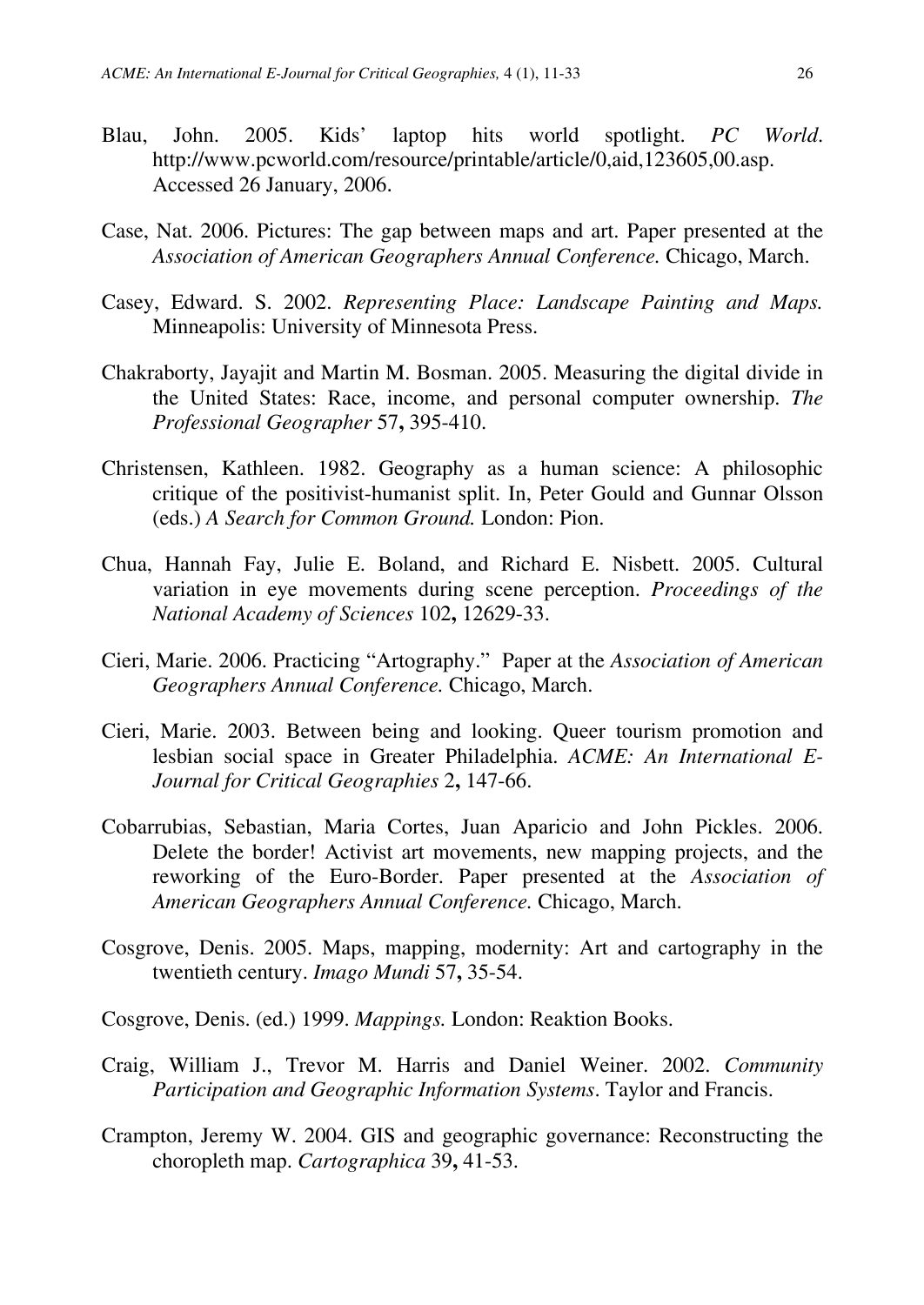Blau, John. 2005. Kids' laptop hits world spotlight. *PC World*. http://www.pcworld.com/resource/printable/article/0,aid,123605,00.asp. Accessed 26 January, 2006.

Case, Nat. 2006. Pictures: The gap between maps and art. Paper presented at the *Association of American Geographers Annual Conference.* Chicago, March.

Casey, Edward. S. 2002. *Representing Place: Landscape Painting and Maps.* Minneapolis: University of Minnesota Press.

Chakraborty, Jayajit and Martin M. Bosman. 2005. Measuring the digital divide in the United States: Race, income, and personal computer ownership. *The Professional Geographer* 57**,** 395-410.

Christensen, Kathleen. 1982. Geography as a human science: A philosophic critique of the positivist-humanist split. In, Peter Gould and Gunnar Olsson (eds.) *A Search for Common Ground.* London: Pion.

Chua, Hannah Fay, Julie E. Boland, and Richard E. Nisbett. 2005. Cultural variation in eye movements during scene perception. *Proceedings of the National Academy of Sciences* 102**,** 12629-33.

Cieri, Marie. 2006. Practicing "Artography." Paper at the *Association of American Geographers Annual Conference.* Chicago, March.

Cieri, Marie. 2003. Between being and looking. Queer tourism promotion and lesbian social space in Greater Philadelphia. *ACME: An International E-Journal for Critical Geographies* 2**,** 147-66.

Cobarrubias, Sebastian, Maria Cortes, Juan Aparicio and John Pickles. 2006. Delete the border! Activist art movements, new mapping projects, and the reworking of the Euro-Border. Paper presented at the *Association of American Geographers Annual Conference.* Chicago, March.

Cosgrove, Denis. 2005. Maps, mapping, modernity: Art and cartography in the twentieth century. *Imago Mundi* 57**,** 35-54.

Cosgrove, Denis. (ed.) 1999. *Mappings.* London: Reaktion Books.

Craig, William J., Trevor M. Harris and Daniel Weiner. 2002. *Community Participation and Geographic Information Systems*. Taylor and Francis.

Crampton, Jeremy W. 2004. GIS and geographic governance: Reconstructing the choropleth map. *Cartographica* 39**,** 41-53.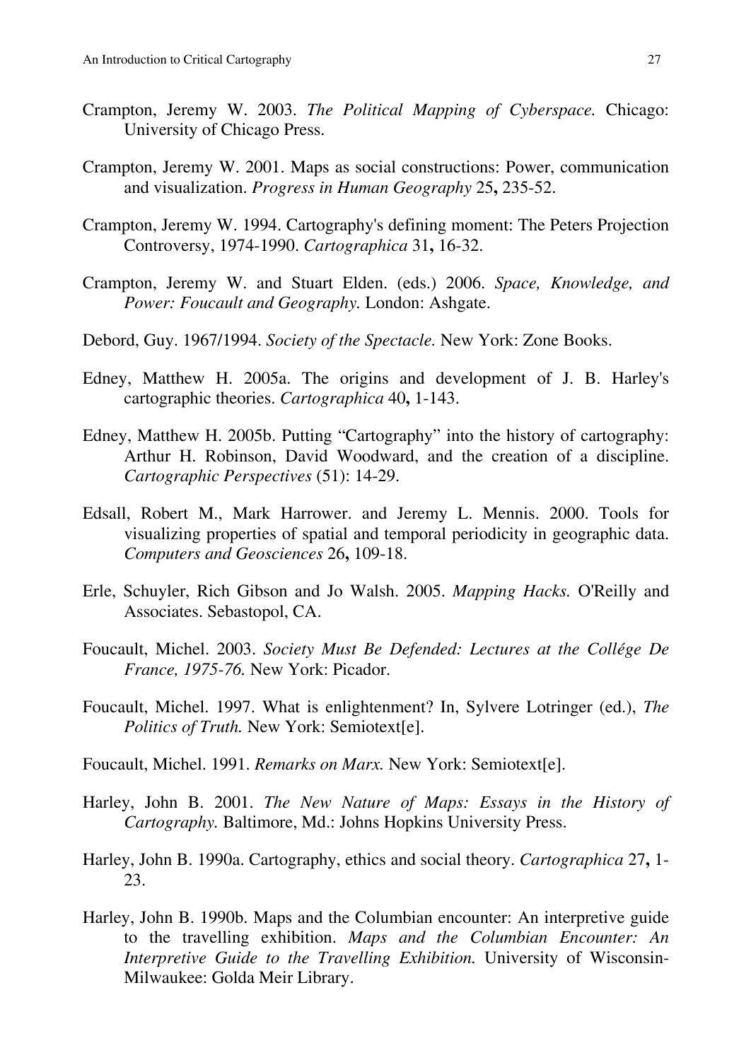Crampton, Jeremy W. 2003. *The Political Mapping of Cyberspace.* Chicago: University of Chicago Press.

Crampton, Jeremy W. 2001. Maps as social constructions: Power, communication and visualization. *Progress in Human Geography* 25**,** 235-52.

Crampton, Jeremy W. 1994. Cartography's defining moment: The Peters Projection Controversy, 1974-1990. *Cartographica* 31**,** 16-32.

Crampton, Jeremy W. and Stuart Elden. (eds.) 2006. *Space, Knowledge, and Power: Foucault and Geography.* London: Ashgate.

Debord, Guy. 1967/1994. *Society of the Spectacle.* New York: Zone Books.

Edney, Matthew H. 2005a. The origins and development of J. B. Harley's cartographic theories. *Cartographica* 40**,** 1-143.

Edney, Matthew H. 2005b. Putting "Cartography" into the history of cartography: Arthur H. Robinson, David Woodward, and the creation of a discipline. *Cartographic Perspectives* (51): 14-29.

Edsall, Robert M., Mark Harrower. and Jeremy L. Mennis. 2000. Tools for visualizing properties of spatial and temporal periodicity in geographic data. *Computers and Geosciences* 26**,** 109-18.

Erle, Schuyler, Rich Gibson and Jo Walsh. 2005. *Mapping Hacks.* O'Reilly and Associates. Sebastopol, CA.

Foucault, Michel. 2003. *Society Must Be Defended: Lectures at the Collége De France, 1975-76.* New York: Picador.

Foucault, Michel. 1997. What is enlightenment? In, Sylvere Lotringer (ed.), *The Politics of Truth.* New York: Semiotext[e].

Foucault, Michel. 1991. *Remarks on Marx.* New York: Semiotext[e].

Harley, John B. 2001. *The New Nature of Maps: Essays in the History of Cartography.* Baltimore, Md.: Johns Hopkins University Press.

Harley, John B. 1990a. Cartography, ethics and social theory. *Cartographica* 27**,** 1-23.

Harley, John B. 1990b. Maps and the Columbian encounter: An interpretive guide to the travelling exhibition. *Maps and the Columbian Encounter: An Interpretive Guide to the Travelling Exhibition.* University of Wisconsin-Milwaukee: Golda Meir Library.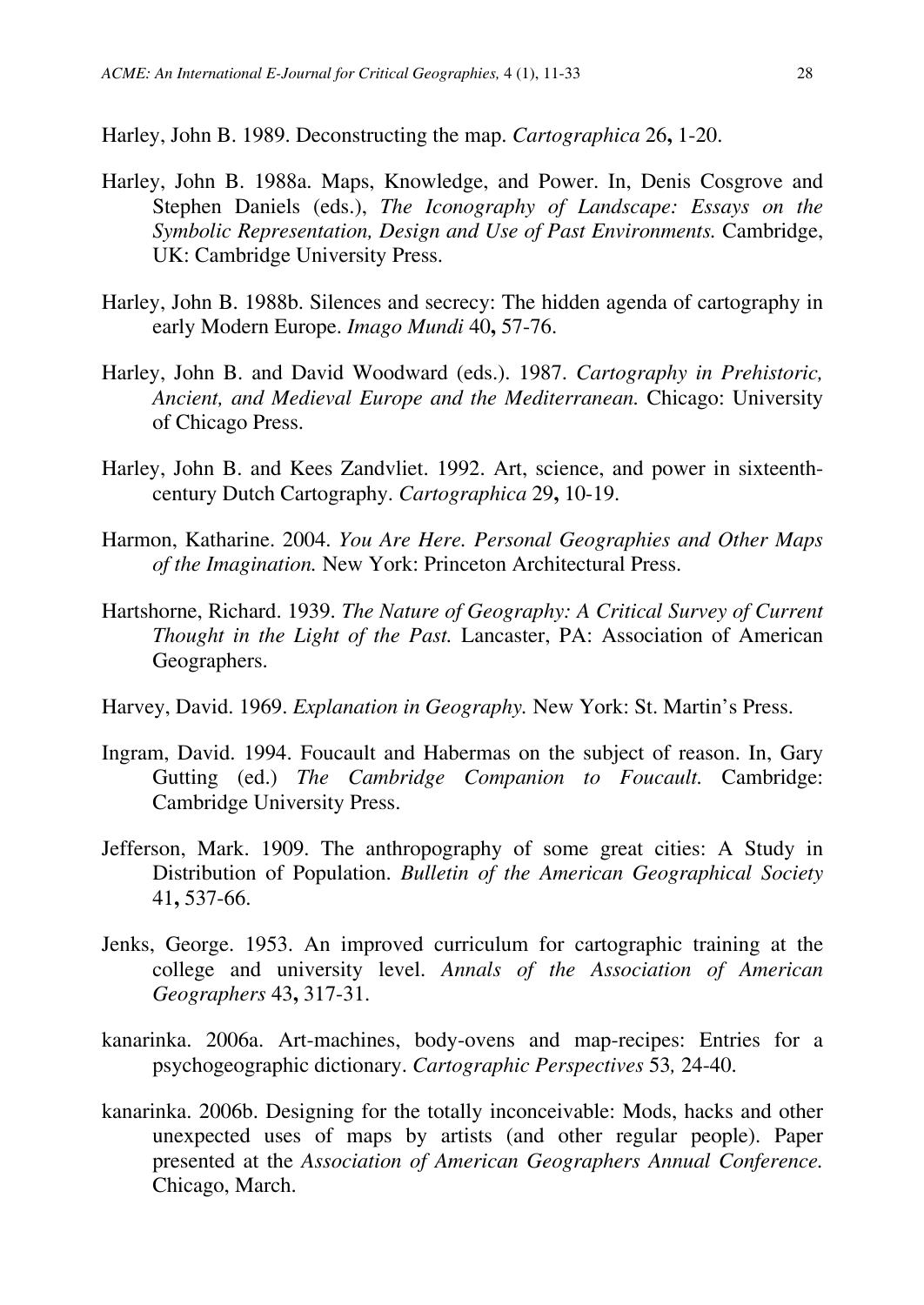Harley, John B. 1989. Deconstructing the map. *Cartographica* 26**,** 1-20.

Harley, John B. 1988a. Maps, Knowledge, and Power. In, Denis Cosgrove and Stephen Daniels (eds.), *The Iconography of Landscape: Essays on the Symbolic Representation, Design and Use of Past Environments.* Cambridge, UK: Cambridge University Press.

Harley, John B. 1988b. Silences and secrecy: The hidden agenda of cartography in early Modern Europe. *Imago Mundi* 40**,** 57-76.

Harley, John B. and David Woodward (eds.). 1987. *Cartography in Prehistoric, Ancient, and Medieval Europe and the Mediterranean.* Chicago: University of Chicago Press.

Harley, John B. and Kees Zandvliet. 1992. Art, science, and power in sixteenth-century Dutch Cartography. *Cartographica* 29**,** 10-19.

Harmon, Katharine. 2004. *You Are Here. Personal Geographies and Other Maps of the Imagination.* New York: Princeton Architectural Press.

Hartshorne, Richard. 1939. *The Nature of Geography: A Critical Survey of Current Thought in the Light of the Past.* Lancaster, PA: Association of American Geographers.

Harvey, David. 1969. *Explanation in Geography.* New York: St. Martin's Press.

Ingram, David. 1994. Foucault and Habermas on the subject of reason. In, Gary Gutting (ed.) *The Cambridge Companion to Foucault.* Cambridge: Cambridge University Press.

Jefferson, Mark. 1909. The anthropography of some great cities: A Study in Distribution of Population. *Bulletin of the American Geographical Society* 41**,** 537-66.

Jenks, George. 1953. An improved curriculum for cartographic training at the college and university level. *Annals of the Association of American Geographers* 43**,** 317-31.

kanarinka. 2006a. Art-machines, body-ovens and map-recipes: Entries for a psychogeographic dictionary. *Cartographic Perspectives* 53*,* 24-40.

kanarinka. 2006b. Designing for the totally inconceivable: Mods, hacks and other unexpected uses of maps by artists (and other regular people). Paper presented at the *Association of American Geographers Annual Conference.* Chicago, March.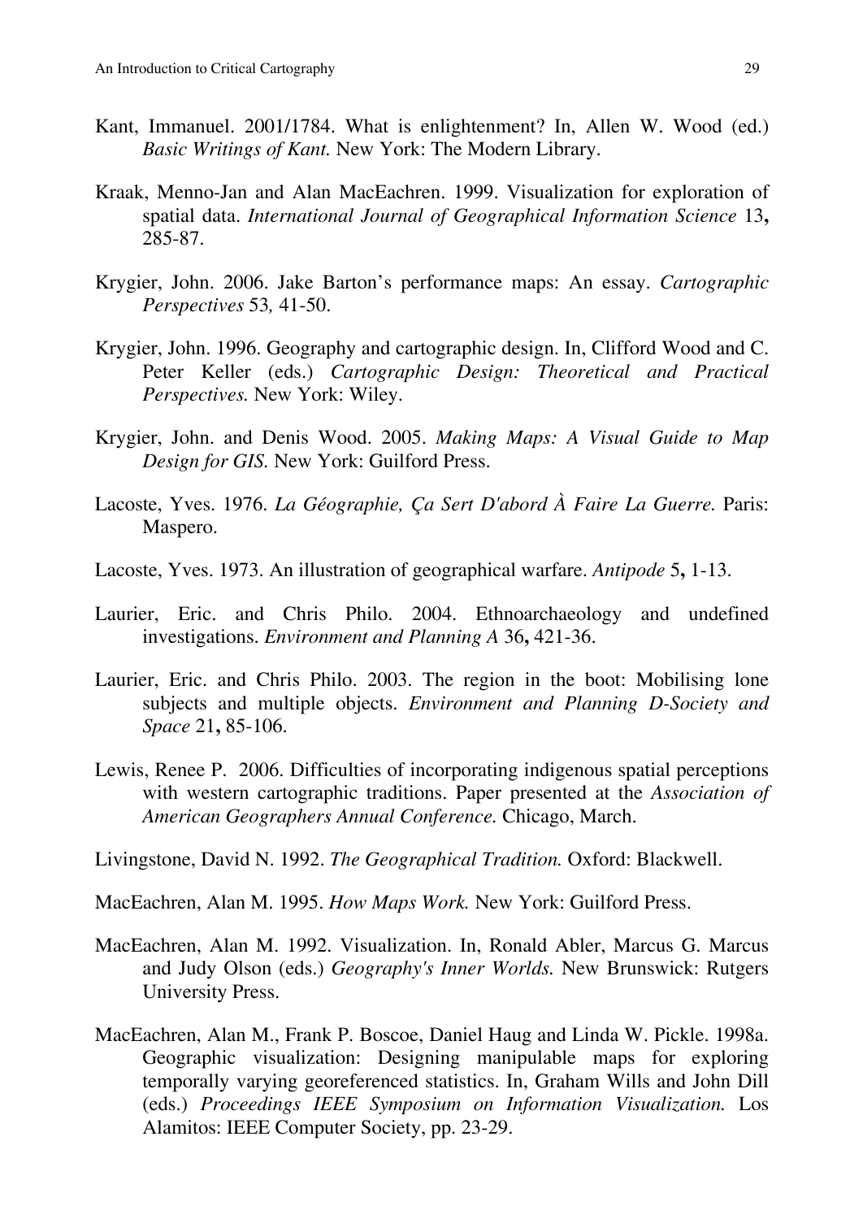Kant, Immanuel. 2001/1784. What is enlightenment? In, Allen W. Wood (ed.) *Basic Writings of Kant.* New York: The Modern Library.

Kraak, Menno-Jan and Alan MacEachren. 1999. Visualization for exploration of spatial data. *International Journal of Geographical Information Science* 13**,** 285-87.

Krygier, John. 2006. Jake Barton's performance maps: An essay. *Cartographic Perspectives* 53*,* 41-50.

Krygier, John. 1996. Geography and cartographic design. In, Clifford Wood and C. Peter Keller (eds.) *Cartographic Design: Theoretical and Practical Perspectives.* New York: Wiley.

Krygier, John. and Denis Wood. 2005. *Making Maps: A Visual Guide to Map Design for GIS.* New York: Guilford Press.

Lacoste, Yves. 1976. *La Géographie, Ça Sert D'abord À Faire La Guerre.* Paris: Maspero.

Lacoste, Yves. 1973. An illustration of geographical warfare. *Antipode* 5**,** 1-13.

Laurier, Eric. and Chris Philo. 2004. Ethnoarchaeology and undefined investigations. *Environment and Planning A* 36**,** 421-36.

Laurier, Eric. and Chris Philo. 2003. The region in the boot: Mobilising lone subjects and multiple objects. *Environment and Planning D-Society and Space* 21**,** 85-106.

Lewis, Renee P. 2006. Difficulties of incorporating indigenous spatial perceptions with western cartographic traditions. Paper presented at the *Association of American Geographers Annual Conference.* Chicago, March.

Livingstone, David N. 1992. *The Geographical Tradition.* Oxford: Blackwell.

MacEachren, Alan M. 1995. *How Maps Work.* New York: Guilford Press.

MacEachren, Alan M. 1992. Visualization. In, Ronald Abler, Marcus G. Marcus and Judy Olson (eds.) *Geography's Inner Worlds.* New Brunswick: Rutgers University Press.

MacEachren, Alan M., Frank P. Boscoe, Daniel Haug and Linda W. Pickle. 1998a. Geographic visualization: Designing manipulable maps for exploring temporally varying georeferenced statistics. In, Graham Wills and John Dill (eds.) *Proceedings IEEE Symposium on Information Visualization.* Los Alamitos: IEEE Computer Society, pp. 23-29.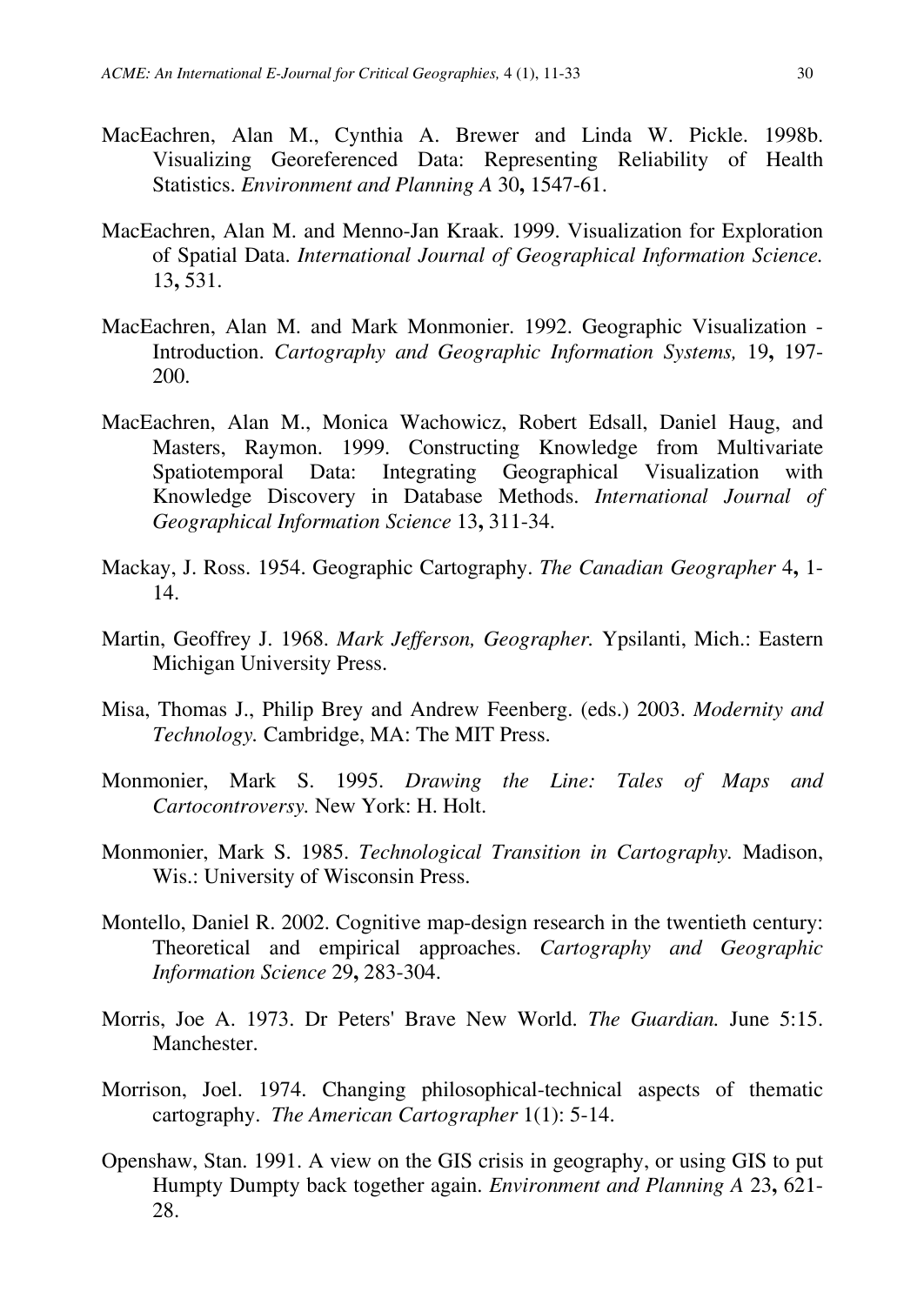MacEachren, Alan M., Cynthia A. Brewer and Linda W. Pickle. 1998b. Visualizing Georeferenced Data: Representing Reliability of Health Statistics. *Environment and Planning A* 30**,** 1547-61.

MacEachren, Alan M. and Menno-Jan Kraak. 1999. Visualization for Exploration of Spatial Data. *International Journal of Geographical Information Science.* 13**,** 531.

MacEachren, Alan M. and Mark Monmonier. 1992. Geographic Visualization - Introduction. *Cartography and Geographic Information Systems,* 19**,** 197-200.

MacEachren, Alan M., Monica Wachowicz, Robert Edsall, Daniel Haug, and Masters, Raymon. 1999. Constructing Knowledge from Multivariate Spatiotemporal Data: Integrating Geographical Visualization with Knowledge Discovery in Database Methods. *International Journal of Geographical Information Science* 13**,** 311-34.

Mackay, J. Ross. 1954. Geographic Cartography. *The Canadian Geographer* 4**,** 1-14.

Martin, Geoffrey J. 1968. *Mark Jefferson, Geographer.* Ypsilanti, Mich.: Eastern Michigan University Press.

Misa, Thomas J., Philip Brey and Andrew Feenberg. (eds.) 2003. *Modernity and Technology.* Cambridge, MA: The MIT Press.

Monmonier, Mark S. 1995. *Drawing the Line: Tales of Maps and Cartocontroversy.* New York: H. Holt.

Monmonier, Mark S. 1985. *Technological Transition in Cartography.* Madison, Wis.: University of Wisconsin Press.

Montello, Daniel R. 2002. Cognitive map-design research in the twentieth century: Theoretical and empirical approaches. *Cartography and Geographic Information Science* 29**,** 283-304.

Morris, Joe A. 1973. Dr Peters' Brave New World. *The Guardian.* June 5:15. Manchester.

Morrison, Joel. 1974. Changing philosophical-technical aspects of thematic cartography. *The American Cartographer* 1(1): 5-14.

Openshaw, Stan. 1991. A view on the GIS crisis in geography, or using GIS to put Humpty Dumpty back together again. *Environment and Planning A* 23**,** 621-28.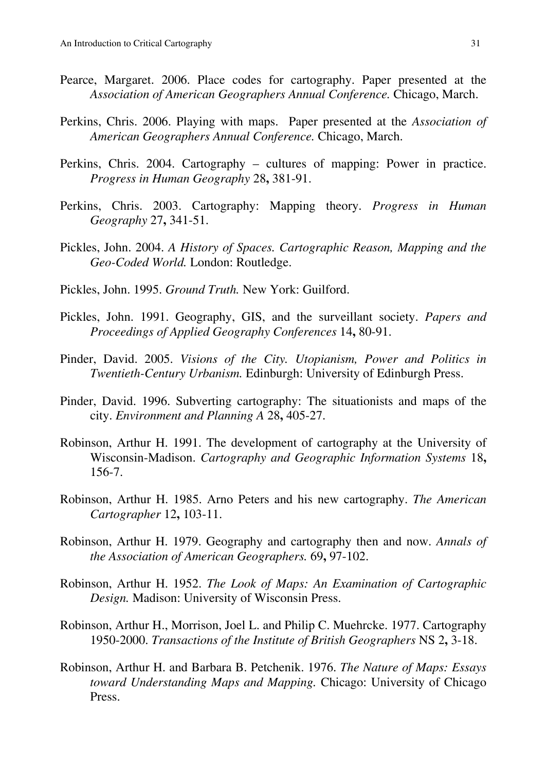Pearce, Margaret. 2006. Place codes for cartography. Paper presented at the *Association of American Geographers Annual Conference.* Chicago, March.

Perkins, Chris. 2006. Playing with maps. Paper presented at the *Association of American Geographers Annual Conference.* Chicago, March.

Perkins, Chris. 2004. Cartography – cultures of mapping: Power in practice. *Progress in Human Geography* 28**,** 381-91.

Perkins, Chris. 2003. Cartography: Mapping theory. *Progress in Human Geography* 27**,** 341-51.

Pickles, John. 2004. *A History of Spaces. Cartographic Reason, Mapping and the Geo-Coded World.* London: Routledge.

Pickles, John. 1995. *Ground Truth.* New York: Guilford.

Pickles, John. 1991. Geography, GIS, and the surveillant society. *Papers and Proceedings of Applied Geography Conferences* 14**,** 80-91.

Pinder, David. 2005. *Visions of the City. Utopianism, Power and Politics in Twentieth-Century Urbanism.* Edinburgh: University of Edinburgh Press.

Pinder, David. 1996. Subverting cartography: The situationists and maps of the city. *Environment and Planning A* 28**,** 405-27.

Robinson, Arthur H. 1991. The development of cartography at the University of Wisconsin-Madison. *Cartography and Geographic Information Systems* 18**,** 156-7.

Robinson, Arthur H. 1985. Arno Peters and his new cartography. *The American Cartographer* 12**,** 103-11.

Robinson, Arthur H. 1979. Geography and cartography then and now. *Annals of the Association of American Geographers.* 69**,** 97-102.

Robinson, Arthur H. 1952. *The Look of Maps: An Examination of Cartographic Design.* Madison: University of Wisconsin Press.

Robinson, Arthur H., Morrison, Joel L. and Philip C. Muehrcke. 1977. Cartography 1950-2000. *Transactions of the Institute of British Geographers* NS 2**,** 3-18.

Robinson, Arthur H. and Barbara B. Petchenik. 1976. *The Nature of Maps: Essays toward Understanding Maps and Mapping.* Chicago: University of Chicago Press.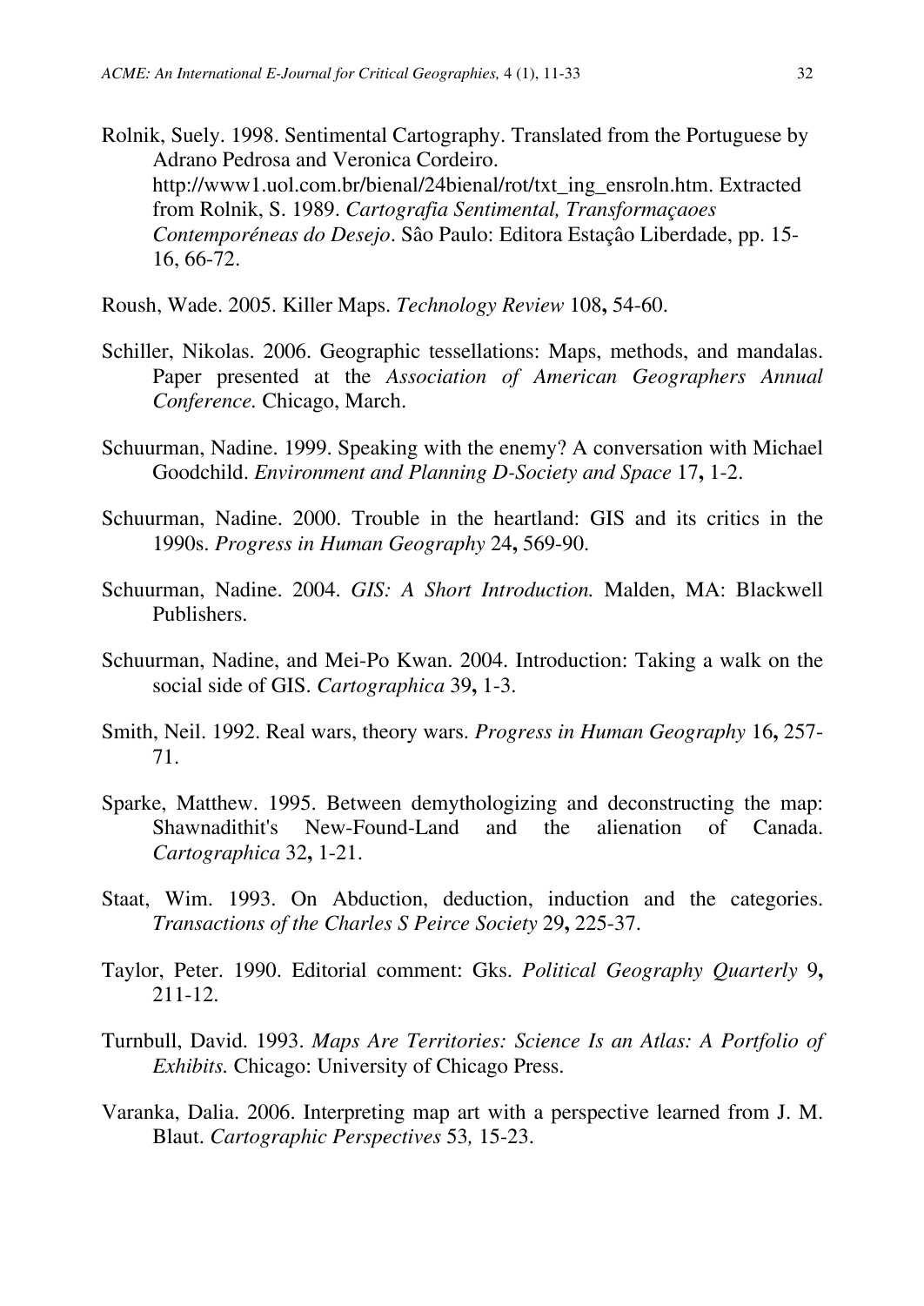Rolnik, Suely. 1998. Sentimental Cartography. Translated from the Portuguese by Adrano Pedrosa and Veronica Cordeiro. http://www1.uol.com.br/bienal/24bienal/rot/txt_ing_ensroln.htm. Extracted from Rolnik, S. 1989. *Cartografia Sentimental, Transformaçaoes Contemporéneas do Desejo*. Sâo Paulo: Editora Estaçâo Liberdade, pp. 15-16, 66-72.

Roush, Wade. 2005. Killer Maps. *Technology Review* 108**,** 54-60.

Schiller, Nikolas. 2006. Geographic tessellations: Maps, methods, and mandalas. Paper presented at the *Association of American Geographers Annual Conference.* Chicago, March.

Schuurman, Nadine. 1999. Speaking with the enemy? A conversation with Michael Goodchild. *Environment and Planning D-Society and Space* 17**,** 1-2.

Schuurman, Nadine. 2000. Trouble in the heartland: GIS and its critics in the 1990s. *Progress in Human Geography* 24**,** 569-90.

Schuurman, Nadine. 2004. *GIS: A Short Introduction.* Malden, MA: Blackwell Publishers.

Schuurman, Nadine, and Mei-Po Kwan. 2004. Introduction: Taking a walk on the social side of GIS. *Cartographica* 39**,** 1-3.

Smith, Neil. 1992. Real wars, theory wars. *Progress in Human Geography* 16**,** 257-71.

Sparke, Matthew. 1995. Between demythologizing and deconstructing the map: Shawnadithit's New-Found-Land and the alienation of Canada. *Cartographica* 32**,** 1-21.

Staat, Wim. 1993. On Abduction, deduction, induction and the categories. *Transactions of the Charles S Peirce Society* 29**,** 225-37.

Taylor, Peter. 1990. Editorial comment: Gks. *Political Geography Quarterly* 9**,** 211-12.

Turnbull, David. 1993. *Maps Are Territories: Science Is an Atlas: A Portfolio of Exhibits.* Chicago: University of Chicago Press.

Varanka, Dalia. 2006. Interpreting map art with a perspective learned from J. M. Blaut. *Cartographic Perspectives* 53*,* 15-23.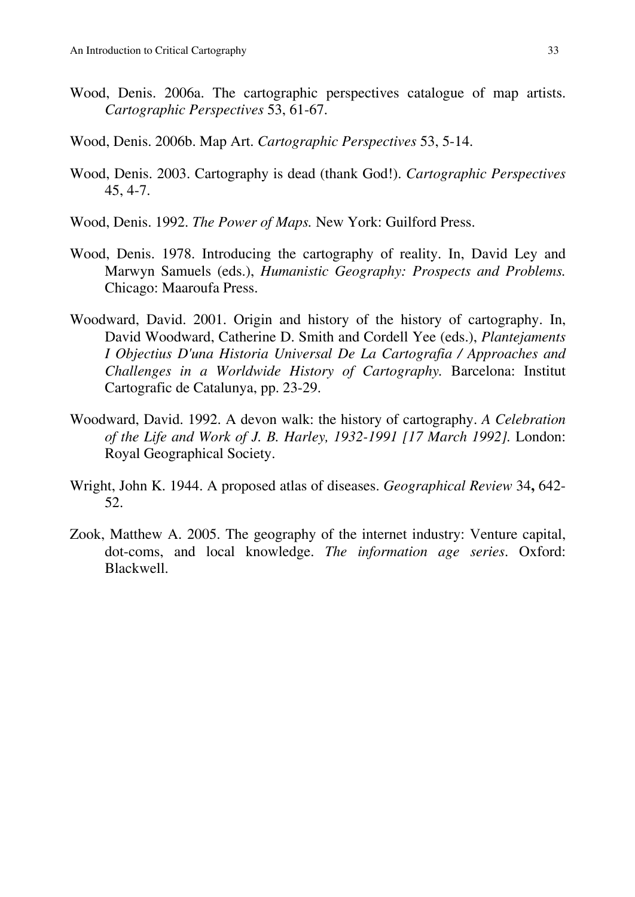Wood, Denis. 2006a. The cartographic perspectives catalogue of map artists. *Cartographic Perspectives* 53, 61-67.

Wood, Denis. 2006b. Map Art. *Cartographic Perspectives* 53, 5-14.

Wood, Denis. 2003. Cartography is dead (thank God!). *Cartographic Perspectives* 45, 4-7.

Wood, Denis. 1992. *The Power of Maps.* New York: Guilford Press.

Wood, Denis. 1978. Introducing the cartography of reality. In, David Ley and Marwyn Samuels (eds.), *Humanistic Geography: Prospects and Problems.* Chicago: Maaroufa Press.

Woodward, David. 2001. Origin and history of the history of cartography. In, David Woodward, Catherine D. Smith and Cordell Yee (eds.), *Plantejaments I Objectius D'una Historia Universal De La Cartografia / Approaches and Challenges in a Worldwide History of Cartography.* Barcelona: Institut Cartografic de Catalunya, pp. 23-29.

Woodward, David. 1992. A devon walk: the history of cartography. *A Celebration of the Life and Work of J. B. Harley, 1932-1991 [17 March 1992].* London: Royal Geographical Society.

Wright, John K. 1944. A proposed atlas of diseases. *Geographical Review* 34**,** 642-52.

Zook, Matthew A. 2005. The geography of the internet industry: Venture capital, dot-coms, and local knowledge. *The information age series*. Oxford: Blackwell.